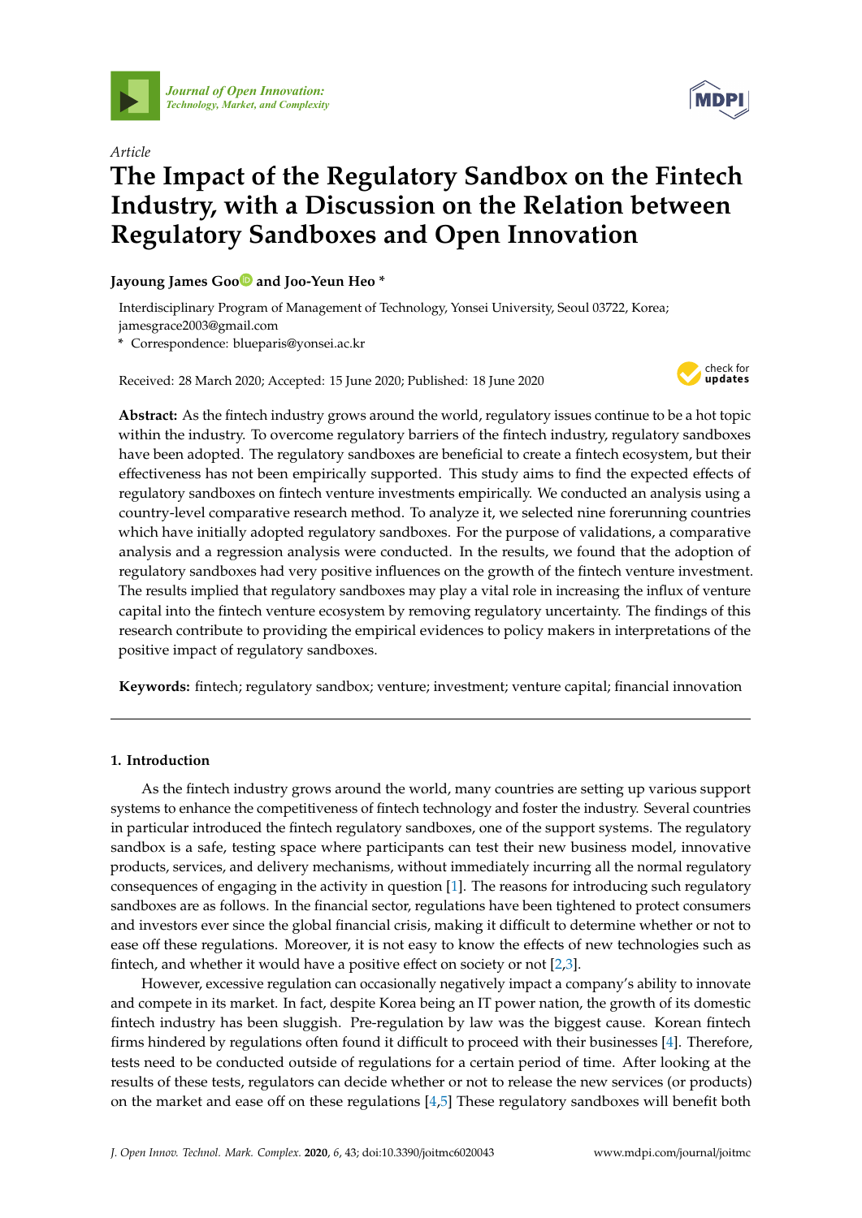*Article*

# The Impact of the Regulatory Sandbox on the Fintech Industry, with a Discussion on the Relation between Regulatory Sandboxes and Open Innovation

**Jayoung James Goo and Joo-Yeun Heo ***

Interdisciplinary Program of Management of Technology, Yonsei University, Seoul 03722, Korea; jamesgrace2003@gmail.com

* Correspondence: blueparis@yonsei.ac.kr

Received: 28 March 2020; Accepted: 15 June 2020; Published: 18 June 2020

**Abstract:** As the fintech industry grows around the world, regulatory issues continue to be a hot topic within the industry. To overcome regulatory barriers of the fintech industry, regulatory sandboxes have been adopted. The regulatory sandboxes are beneficial to create a fintech ecosystem, but their effectiveness has not been empirically supported. This study aims to find the expected effects of regulatory sandboxes on fintech venture investments empirically. We conducted an analysis using a country-level comparative research method. To analyze it, we selected nine forerunning countries which have initially adopted regulatory sandboxes. For the purpose of validations, a comparative analysis and a regression analysis were conducted. In the results, we found that the adoption of regulatory sandboxes had very positive influences on the growth of the fintech venture investment. The results implied that regulatory sandboxes may play a vital role in increasing the influx of venture capital into the fintech venture ecosystem by removing regulatory uncertainty. The findings of this research contribute to providing the empirical evidences to policy makers in interpretations of the positive impact of regulatory sandboxes.

**Keywords:** fintech; regulatory sandbox; venture; investment; venture capital; financial innovation

## 1. Introduction

As the fintech industry grows around the world, many countries are setting up various support systems to enhance the competitiveness of fintech technology and foster the industry. Several countries in particular introduced the fintech regulatory sandboxes, one of the support systems. The regulatory sandbox is a safe, testing space where participants can test their new business model, innovative products, services, and delivery mechanisms, without immediately incurring all the normal regulatory consequences of engaging in the activity in question [1]. The reasons for introducing such regulatory sandboxes are as follows. In the financial sector, regulations have been tightened to protect consumers and investors ever since the global financial crisis, making it difficult to determine whether or not to ease off these regulations. Moreover, it is not easy to know the effects of new technologies such as fintech, and whether it would have a positive effect on society or not [2,3].

However, excessive regulation can occasionally negatively impact a company's ability to innovate and compete in its market. In fact, despite Korea being an IT power nation, the growth of its domestic fintech industry has been sluggish. Pre-regulation by law was the biggest cause. Korean fintech firms hindered by regulations often found it difficult to proceed with their businesses [4]. Therefore, tests need to be conducted outside of regulations for a certain period of time. After looking at the results of these tests, regulators can decide whether or not to release the new services (or products) on the market and ease off on these regulations [4,5] These regulatory sandboxes will benefit both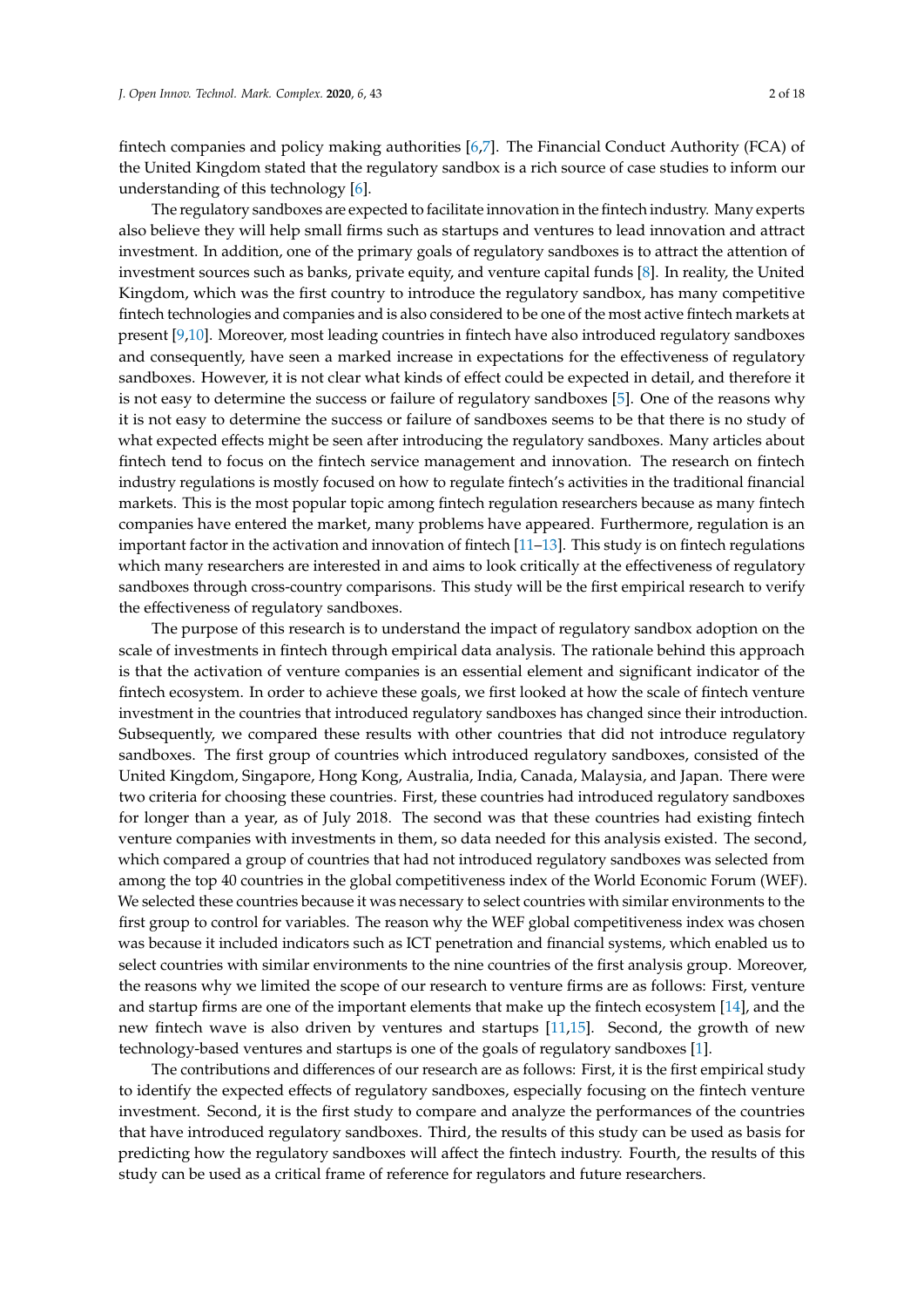fintech companies and policy making authorities [6,7]. The Financial Conduct Authority (FCA) of the United Kingdom stated that the regulatory sandbox is a rich source of case studies to inform our understanding of this technology [6].

The regulatory sandboxes are expected to facilitate innovation in the fintech industry. Many experts also believe they will help small firms such as startups and ventures to lead innovation and attract investment. In addition, one of the primary goals of regulatory sandboxes is to attract the attention of investment sources such as banks, private equity, and venture capital funds [8]. In reality, the United Kingdom, which was the first country to introduce the regulatory sandbox, has many competitive fintech technologies and companies and is also considered to be one of the most active fintech markets at present [9,10]. Moreover, most leading countries in fintech have also introduced regulatory sandboxes and consequently, have seen a marked increase in expectations for the effectiveness of regulatory sandboxes. However, it is not clear what kinds of effect could be expected in detail, and therefore it is not easy to determine the success or failure of regulatory sandboxes [5]. One of the reasons why it is not easy to determine the success or failure of sandboxes seems to be that there is no study of what expected effects might be seen after introducing the regulatory sandboxes. Many articles about fintech tend to focus on the fintech service management and innovation. The research on fintech industry regulations is mostly focused on how to regulate fintech's activities in the traditional financial markets. This is the most popular topic among fintech regulation researchers because as many fintech companies have entered the market, many problems have appeared. Furthermore, regulation is an important factor in the activation and innovation of fintech [11–13]. This study is on fintech regulations which many researchers are interested in and aims to look critically at the effectiveness of regulatory sandboxes through cross-country comparisons. This study will be the first empirical research to verify the effectiveness of regulatory sandboxes.

The purpose of this research is to understand the impact of regulatory sandbox adoption on the scale of investments in fintech through empirical data analysis. The rationale behind this approach is that the activation of venture companies is an essential element and significant indicator of the fintech ecosystem. In order to achieve these goals, we first looked at how the scale of fintech venture investment in the countries that introduced regulatory sandboxes has changed since their introduction. Subsequently, we compared these results with other countries that did not introduce regulatory sandboxes. The first group of countries which introduced regulatory sandboxes, consisted of the United Kingdom, Singapore, Hong Kong, Australia, India, Canada, Malaysia, and Japan. There were two criteria for choosing these countries. First, these countries had introduced regulatory sandboxes for longer than a year, as of July 2018. The second was that these countries had existing fintech venture companies with investments in them, so data needed for this analysis existed. The second, which compared a group of countries that had not introduced regulatory sandboxes was selected from among the top 40 countries in the global competitiveness index of the World Economic Forum (WEF). We selected these countries because it was necessary to select countries with similar environments to the first group to control for variables. The reason why the WEF global competitiveness index was chosen was because it included indicators such as ICT penetration and financial systems, which enabled us to select countries with similar environments to the nine countries of the first analysis group. Moreover, the reasons why we limited the scope of our research to venture firms are as follows: First, venture and startup firms are one of the important elements that make up the fintech ecosystem [14], and the new fintech wave is also driven by ventures and startups [11,15]. Second, the growth of new technology-based ventures and startups is one of the goals of regulatory sandboxes [1].

The contributions and differences of our research are as follows: First, it is the first empirical study to identify the expected effects of regulatory sandboxes, especially focusing on the fintech venture investment. Second, it is the first study to compare and analyze the performances of the countries that have introduced regulatory sandboxes. Third, the results of this study can be used as basis for predicting how the regulatory sandboxes will affect the fintech industry. Fourth, the results of this study can be used as a critical frame of reference for regulators and future researchers.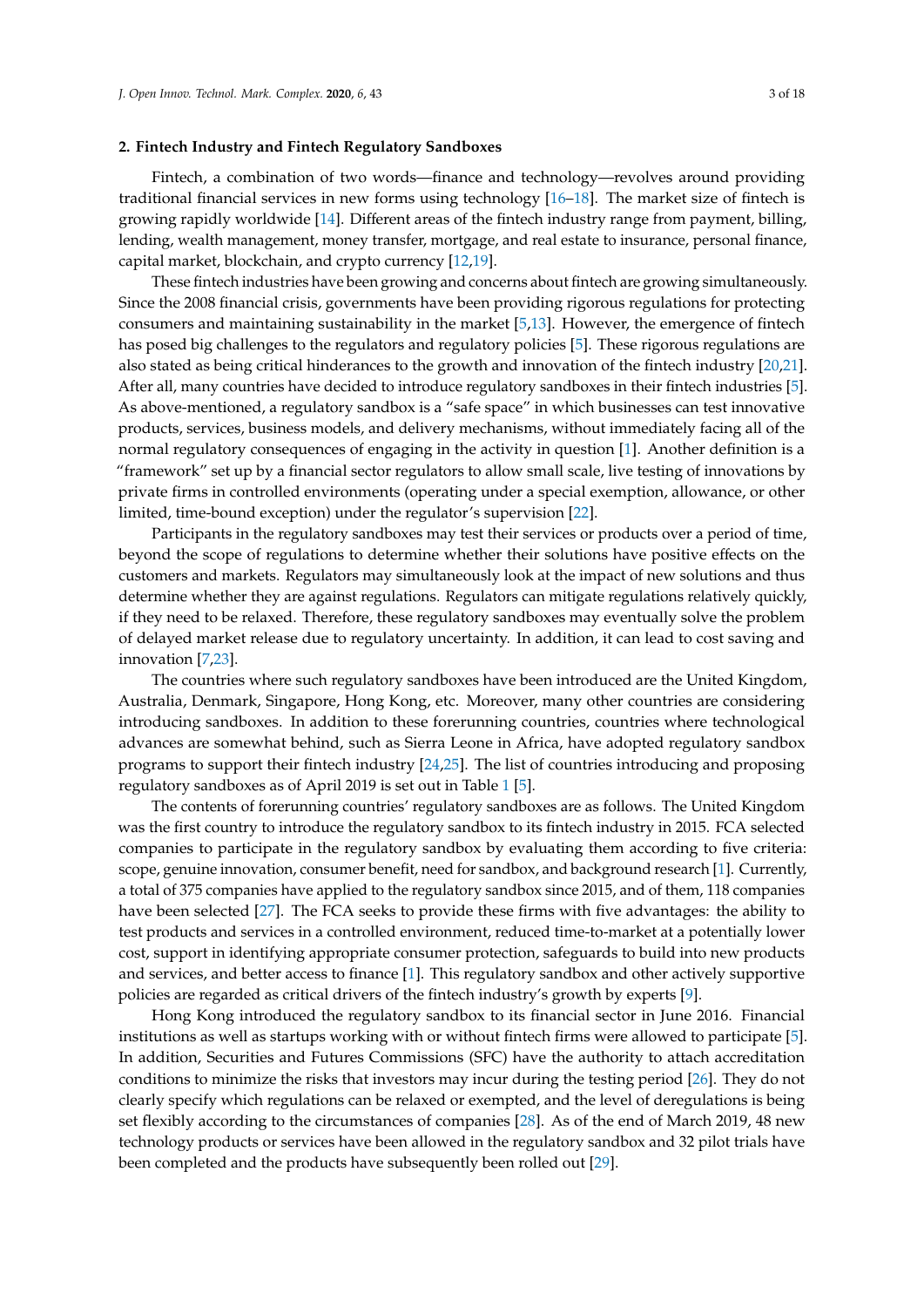## 2. Fintech Industry and Fintech Regulatory Sandboxes

Fintech, a combination of two words—finance and technology—revolves around providing traditional financial services in new forms using technology [16–18]. The market size of fintech is growing rapidly worldwide [14]. Different areas of the fintech industry range from payment, billing, lending, wealth management, money transfer, mortgage, and real estate to insurance, personal finance, capital market, blockchain, and crypto currency [12,19].

These fintech industries have been growing and concerns about fintech are growing simultaneously. Since the 2008 financial crisis, governments have been providing rigorous regulations for protecting consumers and maintaining sustainability in the market [5,13]. However, the emergence of fintech has posed big challenges to the regulators and regulatory policies [5]. These rigorous regulations are also stated as being critical hinderances to the growth and innovation of the fintech industry [20,21]. After all, many countries have decided to introduce regulatory sandboxes in their fintech industries [5]. As above-mentioned, a regulatory sandbox is a "safe space" in which businesses can test innovative products, services, business models, and delivery mechanisms, without immediately facing all of the normal regulatory consequences of engaging in the activity in question [1]. Another definition is a "framework" set up by a financial sector regulators to allow small scale, live testing of innovations by private firms in controlled environments (operating under a special exemption, allowance, or other limited, time-bound exception) under the regulator's supervision [22].

Participants in the regulatory sandboxes may test their services or products over a period of time, beyond the scope of regulations to determine whether their solutions have positive effects on the customers and markets. Regulators may simultaneously look at the impact of new solutions and thus determine whether they are against regulations. Regulators can mitigate regulations relatively quickly, if they need to be relaxed. Therefore, these regulatory sandboxes may eventually solve the problem of delayed market release due to regulatory uncertainty. In addition, it can lead to cost saving and innovation [7,23].

The countries where such regulatory sandboxes have been introduced are the United Kingdom, Australia, Denmark, Singapore, Hong Kong, etc. Moreover, many other countries are considering introducing sandboxes. In addition to these forerunning countries, countries where technological advances are somewhat behind, such as Sierra Leone in Africa, have adopted regulatory sandbox programs to support their fintech industry [24,25]. The list of countries introducing and proposing regulatory sandboxes as of April 2019 is set out in Table 1 [5].

The contents of forerunning countries' regulatory sandboxes are as follows. The United Kingdom was the first country to introduce the regulatory sandbox to its fintech industry in 2015. FCA selected companies to participate in the regulatory sandbox by evaluating them according to five criteria: scope, genuine innovation, consumer benefit, need for sandbox, and background research [1]. Currently, a total of 375 companies have applied to the regulatory sandbox since 2015, and of them, 118 companies have been selected [27]. The FCA seeks to provide these firms with five advantages: the ability to test products and services in a controlled environment, reduced time-to-market at a potentially lower cost, support in identifying appropriate consumer protection, safeguards to build into new products and services, and better access to finance [1]. This regulatory sandbox and other actively supportive policies are regarded as critical drivers of the fintech industry's growth by experts [9].

Hong Kong introduced the regulatory sandbox to its financial sector in June 2016. Financial institutions as well as startups working with or without fintech firms were allowed to participate [5]. In addition, Securities and Futures Commissions (SFC) have the authority to attach accreditation conditions to minimize the risks that investors may incur during the testing period [26]. They do not clearly specify which regulations can be relaxed or exempted, and the level of deregulations is being set flexibly according to the circumstances of companies [28]. As of the end of March 2019, 48 new technology products or services have been allowed in the regulatory sandbox and 32 pilot trials have been completed and the products have subsequently been rolled out [29].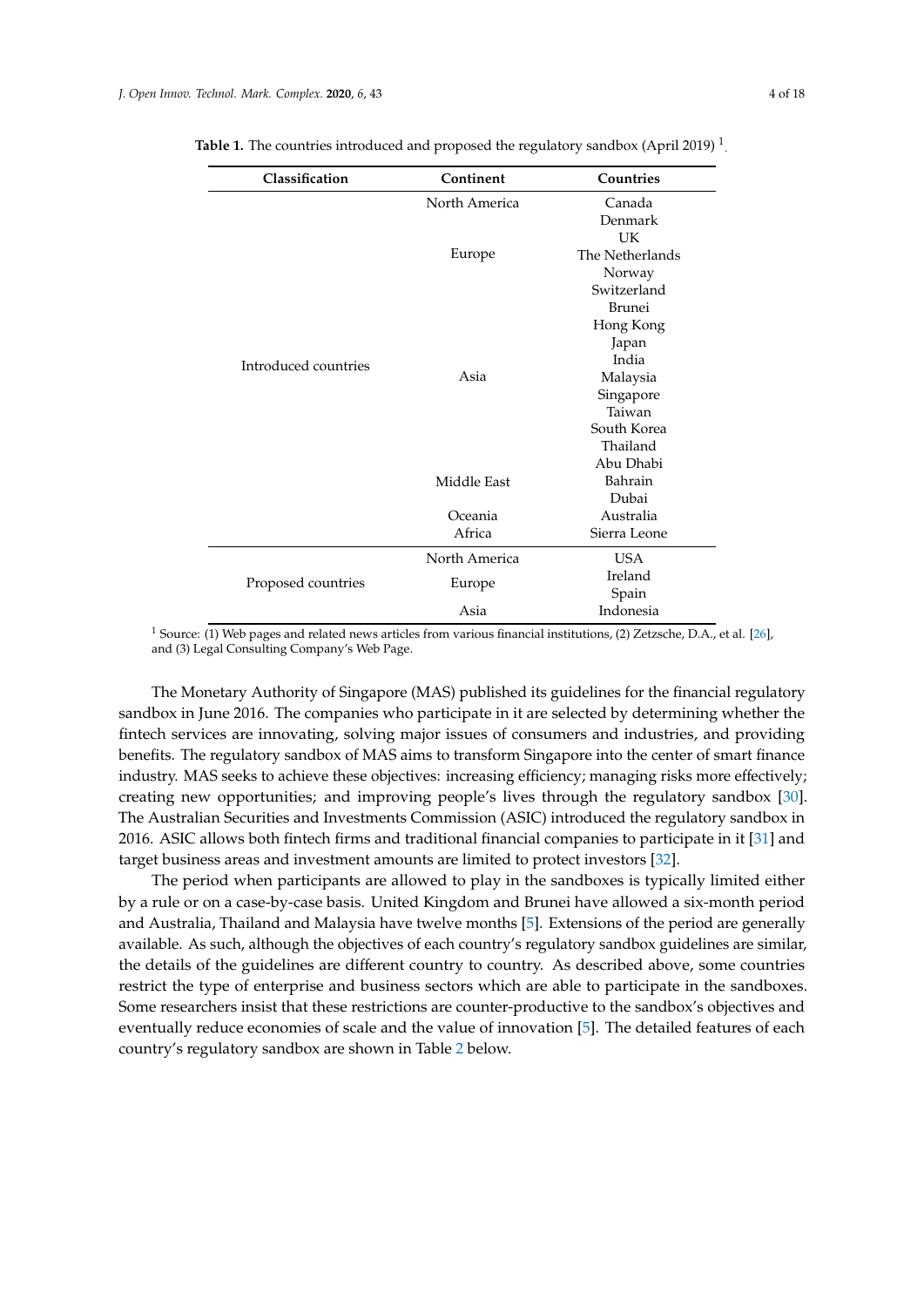**Table 1.** The countries introduced and proposed the regulatory sandbox (April 2019) [1].

| Classification | Continent | Countries |
|---|---|---|
| Introduced countries | North America | Canada |
| | Europe | Denmark |
| | | UK |
| | | The Netherlands |
| | | Norway |
| | | Switzerland |
| | Asia | Brunei |
| | | Hong Kong |
| | | Japan |
| | | India |
| | | Malaysia |
| | | Singapore |
| | | Taiwan |
| | | South Korea |
| | | Thailand |
| | Middle East | Abu Dhabi |
| | | Bahrain |
| | | Dubai |
| | Oceania | Australia |
| | Africa | Sierra Leone |
| Proposed countries | North America | USA |
| | Europe | Ireland |
| | | Spain |
| | Asia | Indonesia |

[1] Source: (1) Web pages and related news articles from various financial institutions, (2) Zetzsche, D.A., et al. [26], and (3) Legal Consulting Company's Web Page.

The Monetary Authority of Singapore (MAS) published its guidelines for the financial regulatory sandbox in June 2016. The companies who participate in it are selected by determining whether the fintech services are innovating, solving major issues of consumers and industries, and providing benefits. The regulatory sandbox of MAS aims to transform Singapore into the center of smart finance industry. MAS seeks to achieve these objectives: increasing efficiency; managing risks more effectively; creating new opportunities; and improving people's lives through the regulatory sandbox [30]. The Australian Securities and Investments Commission (ASIC) introduced the regulatory sandbox in 2016. ASIC allows both fintech firms and traditional financial companies to participate in it [31] and target business areas and investment amounts are limited to protect investors [32].

The period when participants are allowed to play in the sandboxes is typically limited either by a rule or on a case-by-case basis. United Kingdom and Brunei have allowed a six-month period and Australia, Thailand and Malaysia have twelve months [5]. Extensions of the period are generally available. As such, although the objectives of each country's regulatory sandbox guidelines are similar, the details of the guidelines are different country to country. As described above, some countries restrict the type of enterprise and business sectors which are able to participate in the sandboxes. Some researchers insist that these restrictions are counter-productive to the sandbox's objectives and eventually reduce economies of scale and the value of innovation [5]. The detailed features of each country's regulatory sandbox are shown in Table 2 below.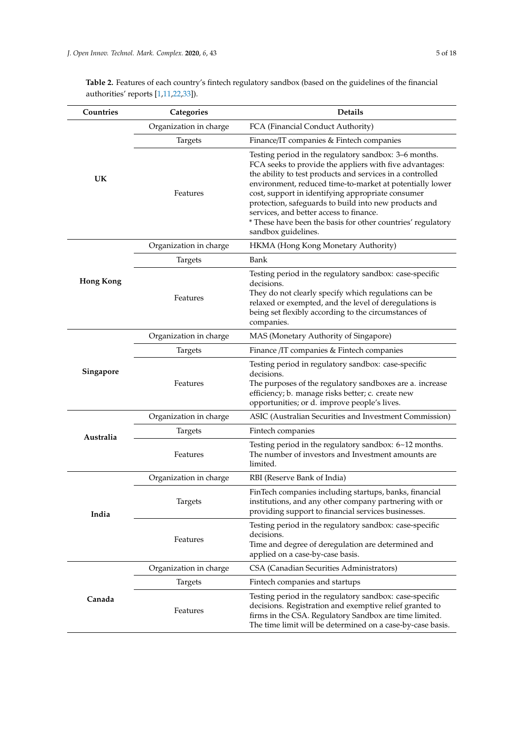**Table 2.** Features of each country's fintech regulatory sandbox (based on the guidelines of the financial authorities' reports [1,11,22,33]).

| Countries | Categories | Details |
| --- | --- | --- |
| **UK** | Organization in charge | FCA (Financial Conduct Authority) |
| | Targets | Finance/IT companies & Fintech companies |
| | Features | Testing period in the regulatory sandbox: 3–6 months. FCA seeks to provide the appliers with five advantages: the ability to test products and services in a controlled environment, reduced time-to-market at potentially lower cost, support in identifying appropriate consumer protection, safeguards to build into new products and services, and better access to finance. * These have been the basis for other countries' regulatory sandbox guidelines. |
| **Hong Kong** | Organization in charge | HKMA (Hong Kong Monetary Authority) |
| | Targets | Bank |
| | Features | Testing period in the regulatory sandbox: case-specific decisions. They do not clearly specify which regulations can be relaxed or exempted, and the level of deregulations is being set flexibly according to the circumstances of companies. |
| **Singapore** | Organization in charge | MAS (Monetary Authority of Singapore) |
| | Targets | Finance /IT companies & Fintech companies |
| | Features | Testing period in regulatory sandbox: case-specific decisions. The purposes of the regulatory sandboxes are a. increase efficiency; b. manage risks better; c. create new opportunities; or d. improve people's lives. |
| **Australia** | Organization in charge | ASIC (Australian Securities and Investment Commission) |
| | Targets | Fintech companies |
| | Features | Testing period in the regulatory sandbox: 6~12 months. The number of investors and Investment amounts are limited. |
| **India** | Organization in charge | RBI (Reserve Bank of India) |
| | Targets | FinTech companies including startups, banks, financial institutions, and any other company partnering with or providing support to financial services businesses. |
| | Features | Testing period in the regulatory sandbox: case-specific decisions. Time and degree of deregulation are determined and applied on a case-by-case basis. |
| **Canada** | Organization in charge | CSA (Canadian Securities Administrators) |
| | Targets | Fintech companies and startups |
| | Features | Testing period in the regulatory sandbox: case-specific decisions. Registration and exemptive relief granted to firms in the CSA. Regulatory Sandbox are time limited. The time limit will be determined on a case-by-case basis. |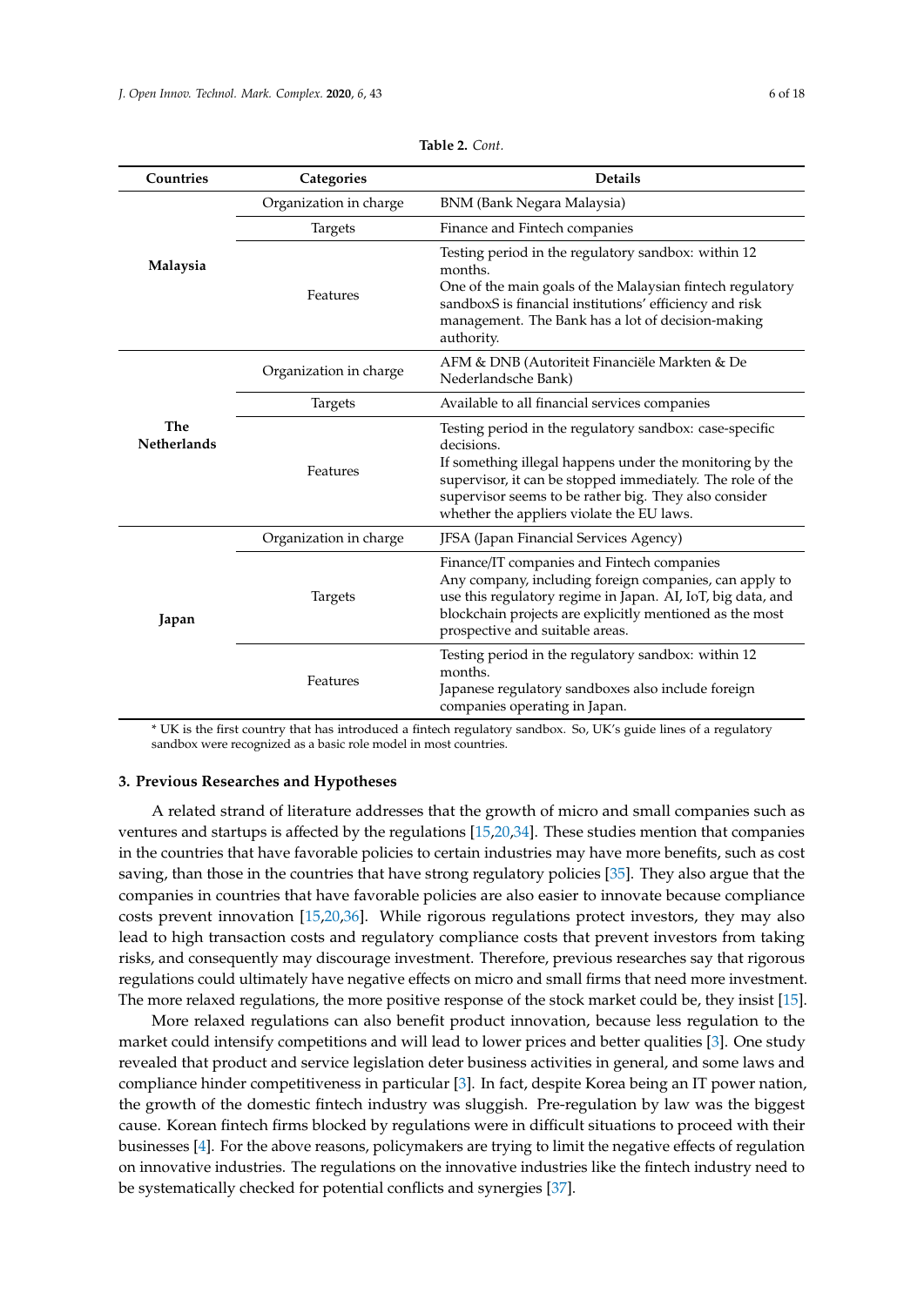**Table 2.** *Cont.*

| Countries | Categories | Details |
|---|---|---|
| **Malaysia** | Organization in charge | BNM (Bank Negara Malaysia) |
| | Targets | Finance and Fintech companies |
| | Features | Testing period in the regulatory sandbox: within 12 months. One of the main goals of the Malaysian fintech regulatory sandboxS is financial institutions' efficiency and risk management. The Bank has a lot of decision-making authority. |
| **The Netherlands** | Organization in charge | AFM & DNB (Autoriteit Financiële Markten & De Nederlandsche Bank) |
| | Targets | Available to all financial services companies |
| | Features | Testing period in the regulatory sandbox: case-specific decisions. If something illegal happens under the monitoring by the supervisor, it can be stopped immediately. The role of the supervisor seems to be rather big. They also consider whether the appliers violate the EU laws. |
| **Japan** | Organization in charge | JFSA (Japan Financial Services Agency) |
| | Targets | Finance/IT companies and Fintech companies. Any company, including foreign companies, can apply to use this regulatory regime in Japan. AI, IoT, big data, and blockchain projects are explicitly mentioned as the most prospective and suitable areas. |
| | Features | Testing period in the regulatory sandbox: within 12 months. Japanese regulatory sandboxes also include foreign companies operating in Japan. |

* UK is the first country that has introduced a fintech regulatory sandbox. So, UK's guide lines of a regulatory sandbox were recognized as a basic role model in most countries.

## 3. Previous Researches and Hypotheses

A related strand of literature addresses that the growth of micro and small companies such as ventures and startups is affected by the regulations [15,20,34]. These studies mention that companies in the countries that have favorable policies to certain industries may have more benefits, such as cost saving, than those in the countries that have strong regulatory policies [35]. They also argue that the companies in countries that have favorable policies are also easier to innovate because compliance costs prevent innovation [15,20,36]. While rigorous regulations protect investors, they may also lead to high transaction costs and regulatory compliance costs that prevent investors from taking risks, and consequently may discourage investment. Therefore, previous researches say that rigorous regulations could ultimately have negative effects on micro and small firms that need more investment. The more relaxed regulations, the more positive response of the stock market could be, they insist [15].

More relaxed regulations can also benefit product innovation, because less regulation to the market could intensify competitions and will lead to lower prices and better qualities [3]. One study revealed that product and service legislation deter business activities in general, and some laws and compliance hinder competitiveness in particular [3]. In fact, despite Korea being an IT power nation, the growth of the domestic fintech industry was sluggish. Pre-regulation by law was the biggest cause. Korean fintech firms blocked by regulations were in difficult situations to proceed with their businesses [4]. For the above reasons, policymakers are trying to limit the negative effects of regulation on innovative industries. The regulations on the innovative industries like the fintech industry need to be systematically checked for potential conflicts and synergies [37].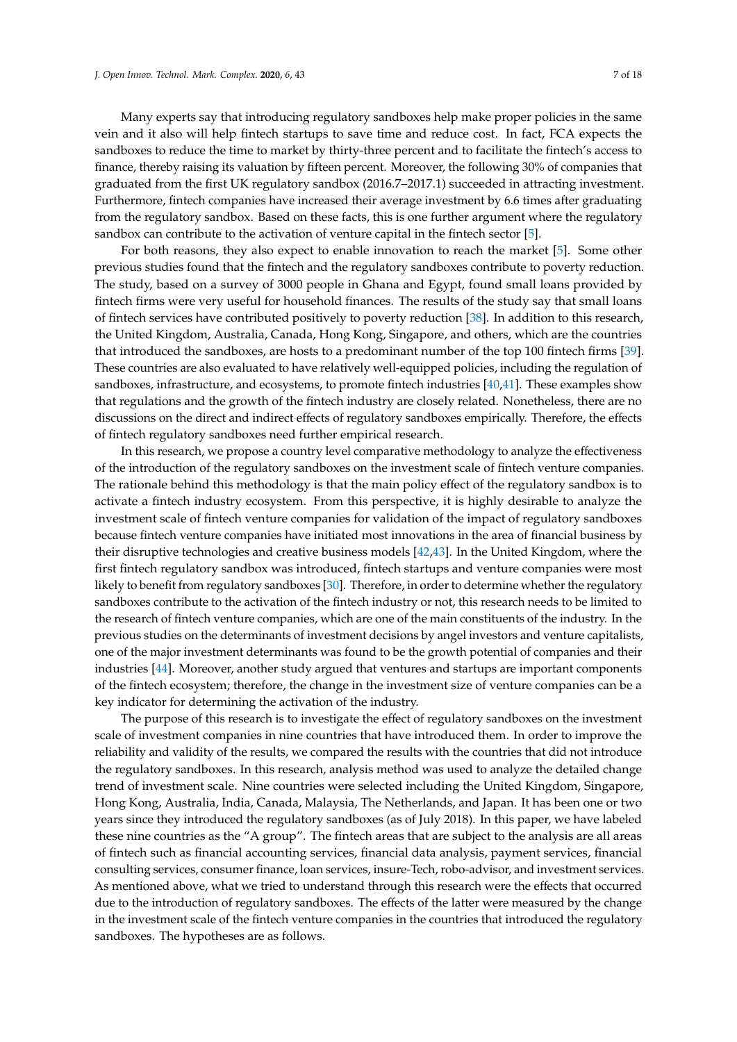Many experts say that introducing regulatory sandboxes help make proper policies in the same vein and it also will help fintech startups to save time and reduce cost. In fact, FCA expects the sandboxes to reduce the time to market by thirty-three percent and to facilitate the fintech's access to finance, thereby raising its valuation by fifteen percent. Moreover, the following 30% of companies that graduated from the first UK regulatory sandbox (2016.7–2017.1) succeeded in attracting investment. Furthermore, fintech companies have increased their average investment by 6.6 times after graduating from the regulatory sandbox. Based on these facts, this is one further argument where the regulatory sandbox can contribute to the activation of venture capital in the fintech sector [5].

For both reasons, they also expect to enable innovation to reach the market [5]. Some other previous studies found that the fintech and the regulatory sandboxes contribute to poverty reduction. The study, based on a survey of 3000 people in Ghana and Egypt, found small loans provided by fintech firms were very useful for household finances. The results of the study say that small loans of fintech services have contributed positively to poverty reduction [38]. In addition to this research, the United Kingdom, Australia, Canada, Hong Kong, Singapore, and others, which are the countries that introduced the sandboxes, are hosts to a predominant number of the top 100 fintech firms [39]. These countries are also evaluated to have relatively well-equipped policies, including the regulation of sandboxes, infrastructure, and ecosystems, to promote fintech industries [40,41]. These examples show that regulations and the growth of the fintech industry are closely related. Nonetheless, there are no discussions on the direct and indirect effects of regulatory sandboxes empirically. Therefore, the effects of fintech regulatory sandboxes need further empirical research.

In this research, we propose a country level comparative methodology to analyze the effectiveness of the introduction of the regulatory sandboxes on the investment scale of fintech venture companies. The rationale behind this methodology is that the main policy effect of the regulatory sandbox is to activate a fintech industry ecosystem. From this perspective, it is highly desirable to analyze the investment scale of fintech venture companies for validation of the impact of regulatory sandboxes because fintech venture companies have initiated most innovations in the area of financial business by their disruptive technologies and creative business models [42,43]. In the United Kingdom, where the first fintech regulatory sandbox was introduced, fintech startups and venture companies were most likely to benefit from regulatory sandboxes [30]. Therefore, in order to determine whether the regulatory sandboxes contribute to the activation of the fintech industry or not, this research needs to be limited to the research of fintech venture companies, which are one of the main constituents of the industry. In the previous studies on the determinants of investment decisions by angel investors and venture capitalists, one of the major investment determinants was found to be the growth potential of companies and their industries [44]. Moreover, another study argued that ventures and startups are important components of the fintech ecosystem; therefore, the change in the investment size of venture companies can be a key indicator for determining the activation of the industry.

The purpose of this research is to investigate the effect of regulatory sandboxes on the investment scale of investment companies in nine countries that have introduced them. In order to improve the reliability and validity of the results, we compared the results with the countries that did not introduce the regulatory sandboxes. In this research, analysis method was used to analyze the detailed change trend of investment scale. Nine countries were selected including the United Kingdom, Singapore, Hong Kong, Australia, India, Canada, Malaysia, The Netherlands, and Japan. It has been one or two years since they introduced the regulatory sandboxes (as of July 2018). In this paper, we have labeled these nine countries as the "A group". The fintech areas that are subject to the analysis are all areas of fintech such as financial accounting services, financial data analysis, payment services, financial consulting services, consumer finance, loan services, insure-Tech, robo-advisor, and investment services. As mentioned above, what we tried to understand through this research were the effects that occurred due to the introduction of regulatory sandboxes. The effects of the latter were measured by the change in the investment scale of the fintech venture companies in the countries that introduced the regulatory sandboxes. The hypotheses are as follows.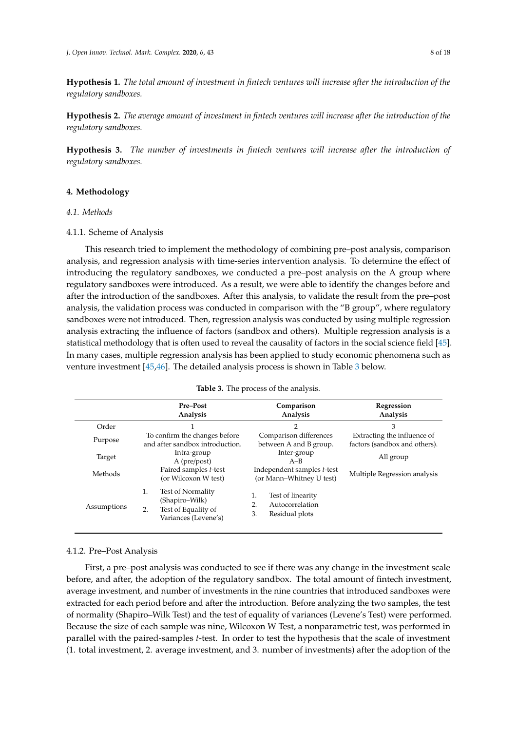**Hypothesis 1.** *The total amount of investment in fintech ventures will increase after the introduction of the regulatory sandboxes.*

**Hypothesis 2.** *The average amount of investment in fintech ventures will increase after the introduction of the regulatory sandboxes.*

**Hypothesis 3.** *The number of investments in fintech ventures will increase after the introduction of regulatory sandboxes.*

## 4. Methodology

### *4.1. Methods*

#### 4.1.1. Scheme of Analysis

This research tried to implement the methodology of combining pre–post analysis, comparison analysis, and regression analysis with time-series intervention analysis. To determine the effect of introducing the regulatory sandboxes, we conducted a pre–post analysis on the A group where regulatory sandboxes were introduced. As a result, we were able to identify the changes before and after the introduction of the sandboxes. After this analysis, to validate the result from the pre–post analysis, the validation process was conducted in comparison with the "B group", where regulatory sandboxes were not introduced. Then, regression analysis was conducted by using multiple regression analysis extracting the influence of factors (sandbox and others). Multiple regression analysis is a statistical methodology that is often used to reveal the causality of factors in the social science field [45]. In many cases, multiple regression analysis has been applied to study economic phenomena such as venture investment [45,46]. The detailed analysis process is shown in Table 3 below.

**Table 3.** The process of the analysis.

| | Pre–Post Analysis | Comparison Analysis | Regression Analysis |
|---|---|---|---|
| Order | 1 | 2 | 3 |
| Purpose | To confirm the changes before and after sandbox introduction. | Comparison differences between A and B group. | Extracting the influence of factors (sandbox and others). |
| Target | Intra-group A (pre/post) | Inter-group A–B | All group |
| Methods | Paired samples *t*-test (or Wilcoxon W test) | Independent samples *t*-test (or Mann–Whitney U test) | Multiple Regression analysis |
| Assumptions | 1. Test of Normality (Shapiro–Wilk) 2. Test of Equality of Variances (Levene's) | 1. Test of linearity 2. Autocorrelation 3. Residual plots | |

#### 4.1.2. Pre–Post Analysis

First, a pre–post analysis was conducted to see if there was any change in the investment scale before, and after, the adoption of the regulatory sandbox. The total amount of fintech investment, average investment, and number of investments in the nine countries that introduced sandboxes were extracted for each period before and after the introduction. Before analyzing the two samples, the test of normality (Shapiro–Wilk Test) and the test of equality of variances (Levene's Test) were performed. Because the size of each sample was nine, Wilcoxon W Test, a nonparametric test, was performed in parallel with the paired-samples *t*-test. In order to test the hypothesis that the scale of investment (1. total investment, 2. average investment, and 3. number of investments) after the adoption of the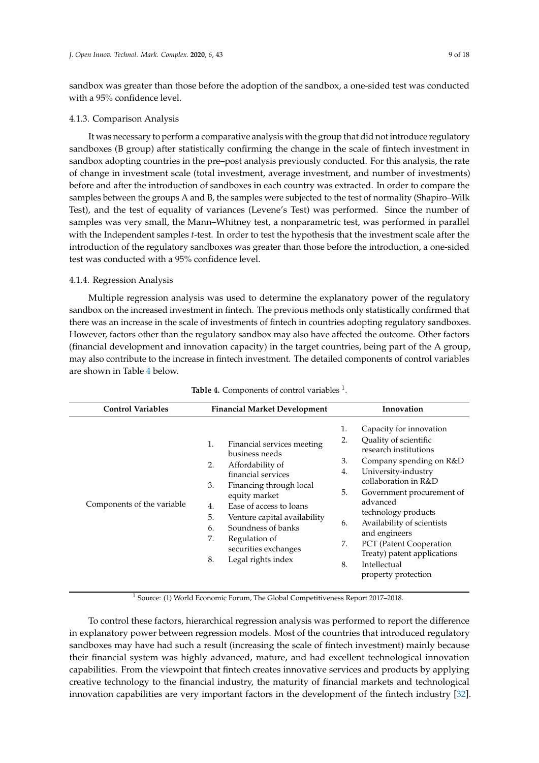sandbox was greater than those before the adoption of the sandbox, a one-sided test was conducted with a 95% confidence level.

#### 4.1.3. Comparison Analysis

It was necessary to perform a comparative analysis with the group that did not introduce regulatory sandboxes (B group) after statistically confirming the change in the scale of fintech investment in sandbox adopting countries in the pre–post analysis previously conducted. For this analysis, the rate of change in investment scale (total investment, average investment, and number of investments) before and after the introduction of sandboxes in each country was extracted. In order to compare the samples between the groups A and B, the samples were subjected to the test of normality (Shapiro–Wilk Test), and the test of equality of variances (Levene's Test) was performed. Since the number of samples was very small, the Mann–Whitney test, a nonparametric test, was performed in parallel with the Independent samples *t*-test. In order to test the hypothesis that the investment scale after the introduction of the regulatory sandboxes was greater than those before the introduction, a one-sided test was conducted with a 95% confidence level.

#### 4.1.4. Regression Analysis

Multiple regression analysis was used to determine the explanatory power of the regulatory sandbox on the increased investment in fintech. The previous methods only statistically confirmed that there was an increase in the scale of investments of fintech in countries adopting regulatory sandboxes. However, factors other than the regulatory sandbox may also have affected the outcome. Other factors (financial development and innovation capacity) in the target countries, being part of the A group, may also contribute to the increase in fintech investment. The detailed components of control variables are shown in Table 4 below.

**Table 4.** Components of control variables [1].

| Control Variables | Financial Market Development | Innovation |
|---|---|---|
| Components of the variable | 1. Financial services meeting business needs<br>2. Affordability of financial services<br>3. Financing through local equity market<br>4. Ease of access to loans<br>5. Venture capital availability<br>6. Soundness of banks<br>7. Regulation of securities exchanges<br>8. Legal rights index | 1. Capacity for innovation<br>2. Quality of scientific research institutions<br>3. Company spending on R&D<br>4. University-industry collaboration in R&D<br>5. Government procurement of advanced technology products<br>6. Availability of scientists and engineers<br>7. PCT (Patent Cooperation Treaty) patent applications<br>8. Intellectual property protection |

[1] Source: (1) World Economic Forum, The Global Competitiveness Report 2017–2018.

To control these factors, hierarchical regression analysis was performed to report the difference in explanatory power between regression models. Most of the countries that introduced regulatory sandboxes may have had such a result (increasing the scale of fintech investment) mainly because their financial system was highly advanced, mature, and had excellent technological innovation capabilities. From the viewpoint that fintech creates innovative services and products by applying creative technology to the financial industry, the maturity of financial markets and technological innovation capabilities are very important factors in the development of the fintech industry [32].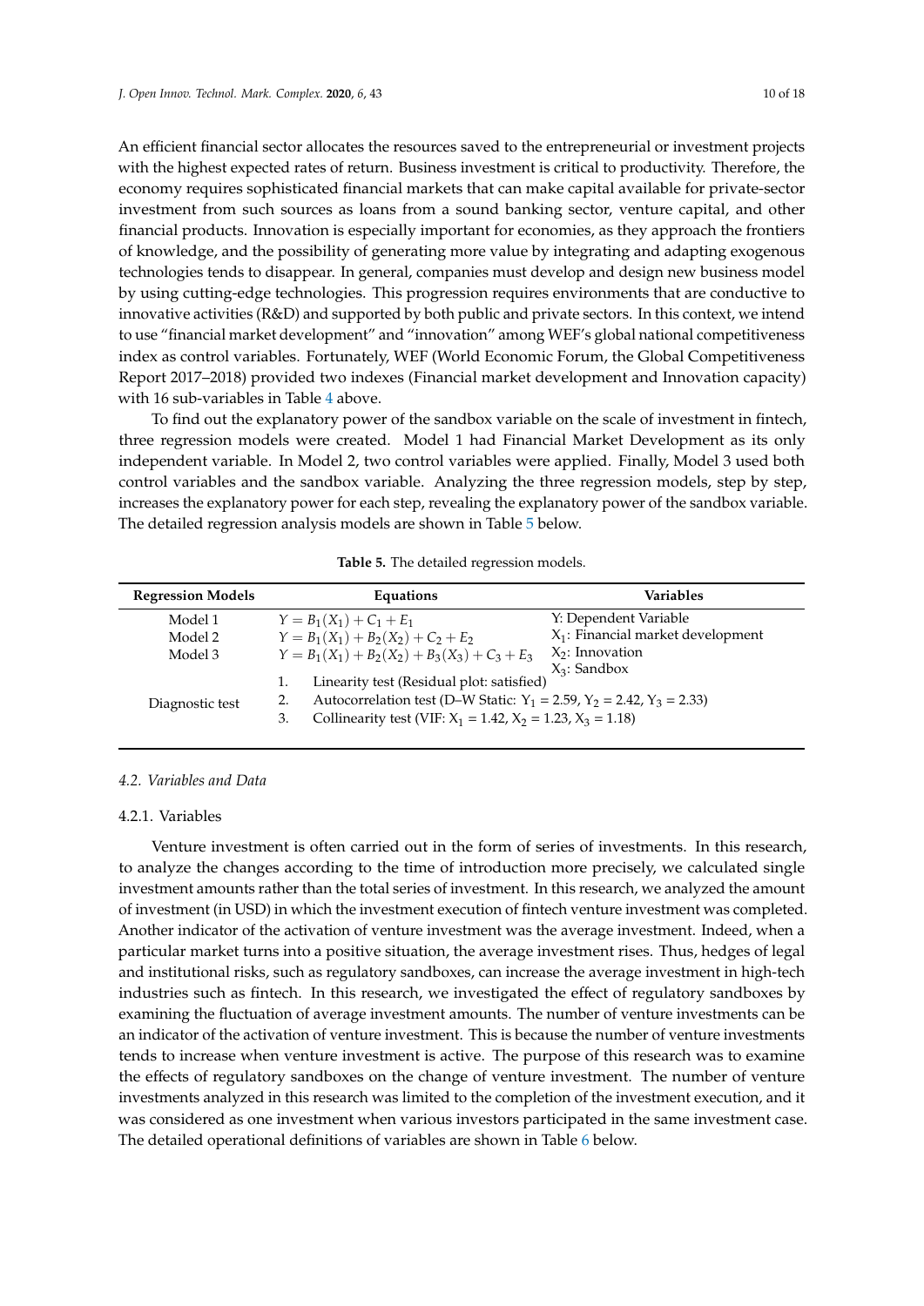An efficient financial sector allocates the resources saved to the entrepreneurial or investment projects with the highest expected rates of return. Business investment is critical to productivity. Therefore, the economy requires sophisticated financial markets that can make capital available for private-sector investment from such sources as loans from a sound banking sector, venture capital, and other financial products. Innovation is especially important for economies, as they approach the frontiers of knowledge, and the possibility of generating more value by integrating and adapting exogenous technologies tends to disappear. In general, companies must develop and design new business model by using cutting-edge technologies. This progression requires environments that are conductive to innovative activities (R&D) and supported by both public and private sectors. In this context, we intend to use "financial market development" and "innovation" among WEF's global national competitiveness index as control variables. Fortunately, WEF (World Economic Forum, the Global Competitiveness Report 2017–2018) provided two indexes (Financial market development and Innovation capacity) with 16 sub-variables in Table 4 above.

To find out the explanatory power of the sandbox variable on the scale of investment in fintech, three regression models were created. Model 1 had Financial Market Development as its only independent variable. In Model 2, two control variables were applied. Finally, Model 3 used both control variables and the sandbox variable. Analyzing the three regression models, step by step, increases the explanatory power for each step, revealing the explanatory power of the sandbox variable. The detailed regression analysis models are shown in Table 5 below.

**Table 5.** The detailed regression models.

| Regression Models | Equations | Variables |
|---|---|---|
| Model 1 | $Y = B_1(X_1) + C_1 + E_1$ | Y: Dependent Variable |
| Model 2 | $Y = B_1(X_1) + B_2(X_2) + C_2 + E_2$ | $X_1$: Financial market development |
| Model 3 | $Y = B_1(X_1) + B_2(X_2) + B_3(X_3) + C_3 + E_3$ | $X_2$: Innovation<br>$X_3$: Sandbox |
| Diagnostic test | 1. Linearity test (Residual plot: satisfied)<br>2. Autocorrelation test (D–W Static: $Y_1 = 2.59$, $Y_2 = 2.42$, $Y_3 = 2.33$)<br>3. Collinearity test (VIF: $X_1 = 1.42$, $X_2 = 1.23$, $X_3 = 1.18$) | |

### 4.2. Variables and Data

#### 4.2.1. Variables

Venture investment is often carried out in the form of series of investments. In this research, to analyze the changes according to the time of introduction more precisely, we calculated single investment amounts rather than the total series of investment. In this research, we analyzed the amount of investment (in USD) in which the investment execution of fintech venture investment was completed. Another indicator of the activation of venture investment was the average investment. Indeed, when a particular market turns into a positive situation, the average investment rises. Thus, hedges of legal and institutional risks, such as regulatory sandboxes, can increase the average investment in high-tech industries such as fintech. In this research, we investigated the effect of regulatory sandboxes by examining the fluctuation of average investment amounts. The number of venture investments can be an indicator of the activation of venture investment. This is because the number of venture investments tends to increase when venture investment is active. The purpose of this research was to examine the effects of regulatory sandboxes on the change of venture investment. The number of venture investments analyzed in this research was limited to the completion of the investment execution, and it was considered as one investment when various investors participated in the same investment case. The detailed operational definitions of variables are shown in Table 6 below.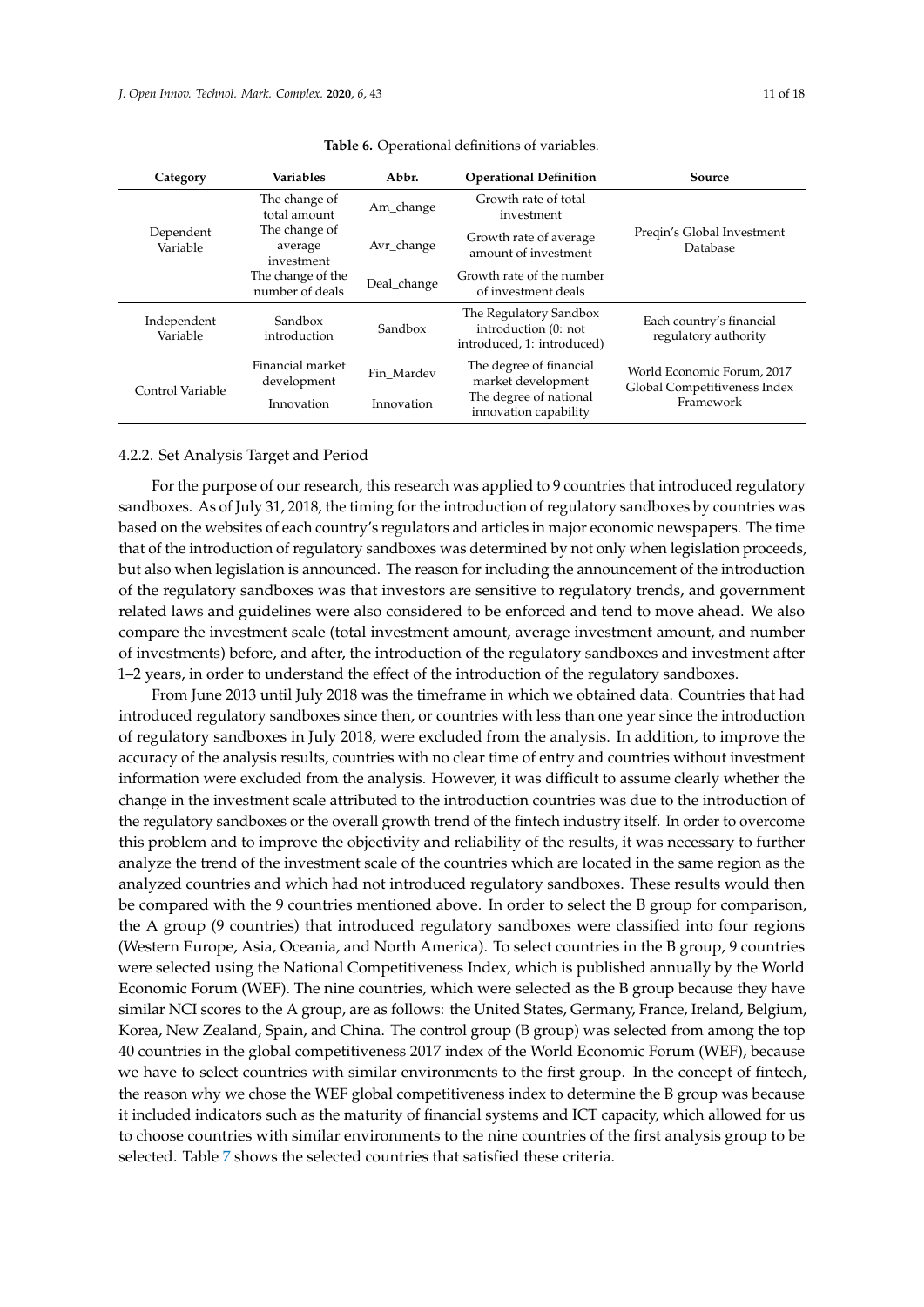**Table 6.** Operational definitions of variables.

| Category | Variables | Abbr. | Operational Definition | Source |
|---|---|---|---|---|
| Dependent Variable | The change of total amount | Am_change | Growth rate of total investment | Preqin's Global Investment Database |
| | The change of average investment | Avr_change | Growth rate of average amount of investment | |
| | The change of the number of deals | Deal_change | Growth rate of the number of investment deals | |
| Independent Variable | Sandbox introduction | Sandbox | The Regulatory Sandbox introduction (0: not introduced, 1: introduced) | Each country's financial regulatory authority |
| Control Variable | Financial market development | Fin_Mardev | The degree of financial market development | World Economic Forum, 2017 Global Competitiveness Index Framework |
| | Innovation | Innovation | The degree of national innovation capability | |

#### 4.2.2. Set Analysis Target and Period

For the purpose of our research, this research was applied to 9 countries that introduced regulatory sandboxes. As of July 31, 2018, the timing for the introduction of regulatory sandboxes by countries was based on the websites of each country's regulators and articles in major economic newspapers. The time that of the introduction of regulatory sandboxes was determined by not only when legislation proceeds, but also when legislation is announced. The reason for including the announcement of the introduction of the regulatory sandboxes was that investors are sensitive to regulatory trends, and government related laws and guidelines were also considered to be enforced and tend to move ahead. We also compare the investment scale (total investment amount, average investment amount, and number of investments) before, and after, the introduction of the regulatory sandboxes and investment after 1–2 years, in order to understand the effect of the introduction of the regulatory sandboxes.

From June 2013 until July 2018 was the timeframe in which we obtained data. Countries that had introduced regulatory sandboxes since then, or countries with less than one year since the introduction of regulatory sandboxes in July 2018, were excluded from the analysis. In addition, to improve the accuracy of the analysis results, countries with no clear time of entry and countries without investment information were excluded from the analysis. However, it was difficult to assume clearly whether the change in the investment scale attributed to the introduction countries was due to the introduction of the regulatory sandboxes or the overall growth trend of the fintech industry itself. In order to overcome this problem and to improve the objectivity and reliability of the results, it was necessary to further analyze the trend of the investment scale of the countries which are located in the same region as the analyzed countries and which had not introduced regulatory sandboxes. These results would then be compared with the 9 countries mentioned above. In order to select the B group for comparison, the A group (9 countries) that introduced regulatory sandboxes were classified into four regions (Western Europe, Asia, Oceania, and North America). To select countries in the B group, 9 countries were selected using the National Competitiveness Index, which is published annually by the World Economic Forum (WEF). The nine countries, which were selected as the B group because they have similar NCI scores to the A group, are as follows: the United States, Germany, France, Ireland, Belgium, Korea, New Zealand, Spain, and China. The control group (B group) was selected from among the top 40 countries in the global competitiveness 2017 index of the World Economic Forum (WEF), because we have to select countries with similar environments to the first group. In the concept of fintech, the reason why we chose the WEF global competitiveness index to determine the B group was because it included indicators such as the maturity of financial systems and ICT capacity, which allowed for us to choose countries with similar environments to the nine countries of the first analysis group to be selected. Table 7 shows the selected countries that satisfied these criteria.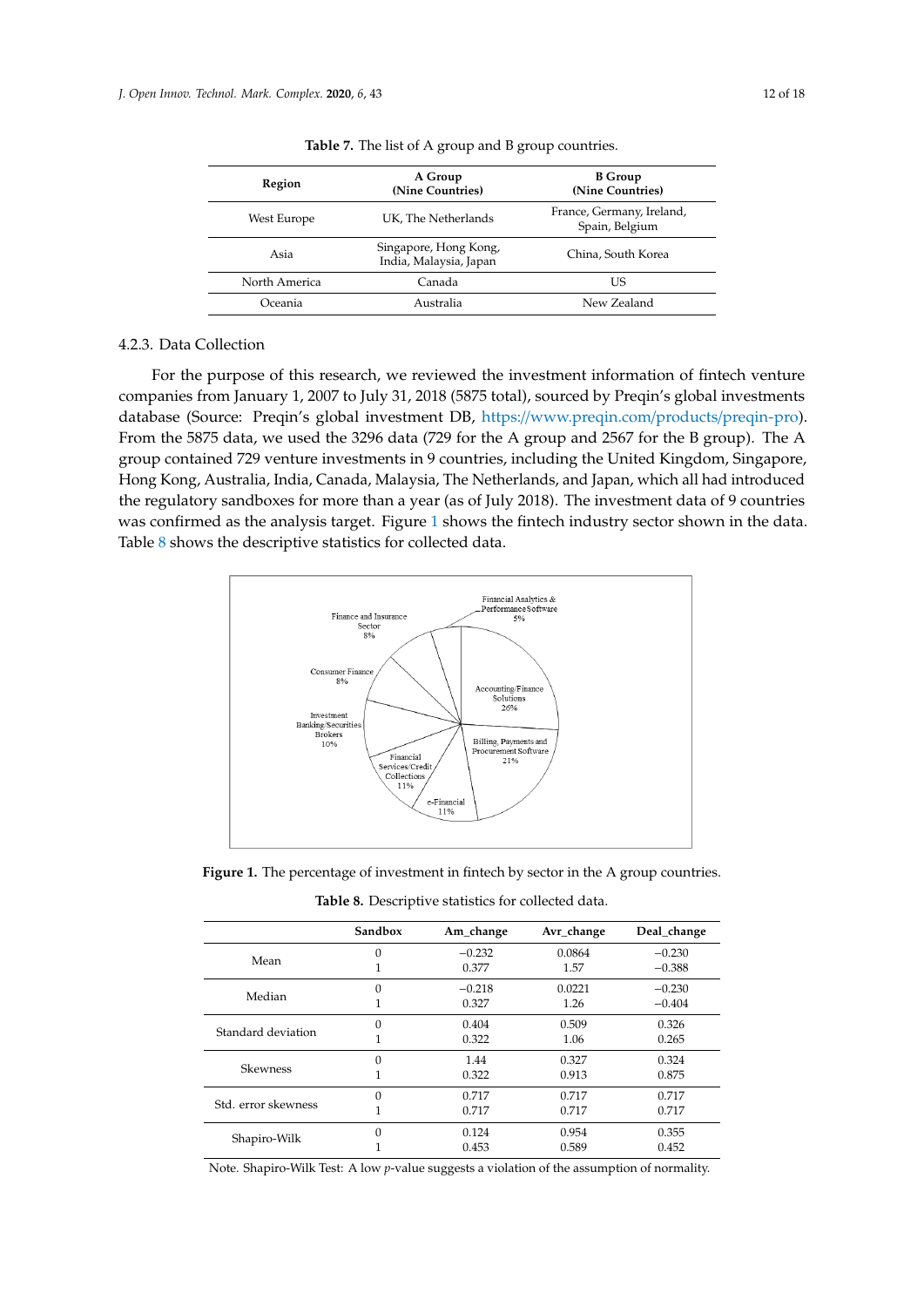**Table 7.** The list of A group and B group countries.

| Region | A Group (Nine Countries) | B Group (Nine Countries) |
|---|---|---|
| West Europe | UK, The Netherlands | France, Germany, Ireland, Spain, Belgium |
| Asia | Singapore, Hong Kong, India, Malaysia, Japan | China, South Korea |
| North America | Canada | US |
| Oceania | Australia | New Zealand |

### 4.2.3. Data Collection

For the purpose of this research, we reviewed the investment information of fintech venture companies from January 1, 2007 to July 31, 2018 (5875 total), sourced by Preqin's global investments database (Source: Preqin's global investment DB, https://www.preqin.com/products/preqin-pro). From the 5875 data, we used the 3296 data (729 for the A group and 2567 for the B group). The A group contained 729 venture investments in 9 countries, including the United Kingdom, Singapore, Hong Kong, Australia, India, Canada, Malaysia, The Netherlands, and Japan, which all had introduced the regulatory sandboxes for more than a year (as of July 2018). The investment data of 9 countries was confirmed as the analysis target. Figure 1 shows the fintech industry sector shown in the data. Table 8 shows the descriptive statistics for collected data.

**Figure 1.** The percentage of investment in fintech by sector in the A group countries.

**Table 8.** Descriptive statistics for collected data.

| | Sandbox | Am_change | Avr_change | Deal_change |
|---|---|---|---|---|
| Mean | 0 | −0.232 | 0.0864 | −0.230 |
| | 1 | 0.377 | 1.57 | −0.388 |
| Median | 0 | −0.218 | 0.0221 | −0.230 |
| | 1 | 0.327 | 1.26 | −0.404 |
| Standard deviation | 0 | 0.404 | 0.509 | 0.326 |
| | 1 | 0.322 | 1.06 | 0.265 |
| Skewness | 0 | 1.44 | 0.327 | 0.324 |
| | 1 | 0.322 | 0.913 | 0.875 |
| Std. error skewness | 0 | 0.717 | 0.717 | 0.717 |
| | 1 | 0.717 | 0.717 | 0.717 |
| Shapiro-Wilk | 0 | 0.124 | 0.954 | 0.355 |
| | 1 | 0.453 | 0.589 | 0.452 |

Note. Shapiro-Wilk Test: A low $p$-value suggests a violation of the assumption of normality.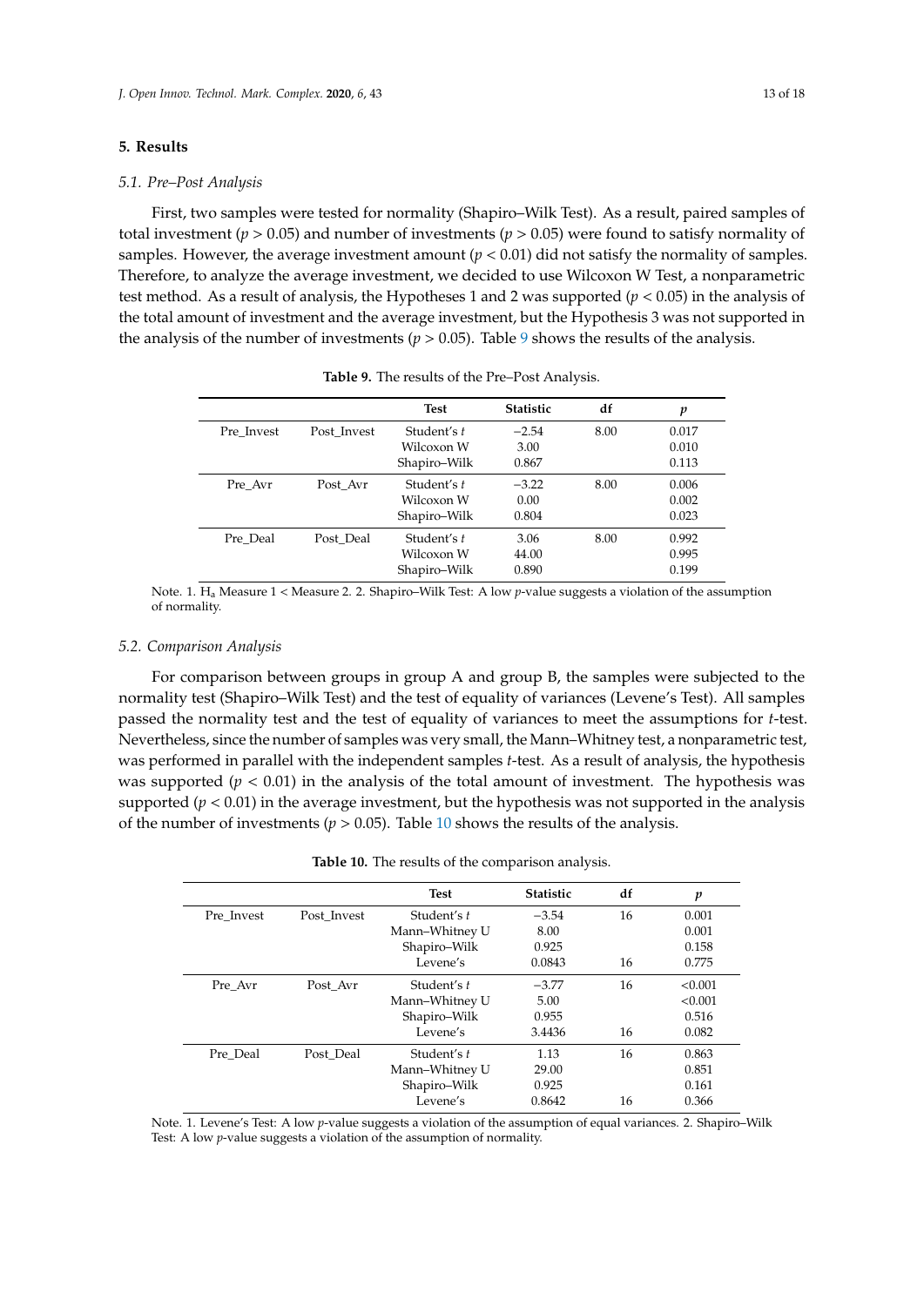## 5. Results

### 5.1. Pre–Post Analysis

First, two samples were tested for normality (Shapiro–Wilk Test). As a result, paired samples of total investment ($p > 0.05$) and number of investments ($p > 0.05$) were found to satisfy normality of samples. However, the average investment amount ($p < 0.01$) did not satisfy the normality of samples. Therefore, to analyze the average investment, we decided to use Wilcoxon W Test, a nonparametric test method. As a result of analysis, the Hypotheses 1 and 2 was supported ($p < 0.05$) in the analysis of the total amount of investment and the average investment, but the Hypothesis 3 was not supported in the analysis of the number of investments ($p > 0.05$). Table 9 shows the results of the analysis.

**Table 9.** The results of the Pre–Post Analysis.

| | | Test | Statistic | df | $p$ |
|---|---|---|---|---|---|
| Pre_Invest | Post_Invest | Student's $t$ | −2.54 | 8.00 | 0.017 |
| | | Wilcoxon W | 3.00 | | 0.010 |
| | | Shapiro–Wilk | 0.867 | | 0.113 |
| Pre_Avr | Post_Avr | Student's $t$ | −3.22 | 8.00 | 0.006 |
| | | Wilcoxon W | 0.00 | | 0.002 |
| | | Shapiro–Wilk | 0.804 | | 0.023 |
| Pre_Deal | Post_Deal | Student's $t$ | 3.06 | 8.00 | 0.992 |
| | | Wilcoxon W | 44.00 | | 0.995 |
| | | Shapiro–Wilk | 0.890 | | 0.199 |

Note. 1. $H_a$ Measure 1 < Measure 2. 2. Shapiro–Wilk Test: A low $p$-value suggests a violation of the assumption of normality.

### 5.2. Comparison Analysis

For comparison between groups in group A and group B, the samples were subjected to the normality test (Shapiro–Wilk Test) and the test of equality of variances (Levene's Test). All samples passed the normality test and the test of equality of variances to meet the assumptions for $t$-test. Nevertheless, since the number of samples was very small, the Mann–Whitney test, a nonparametric test, was performed in parallel with the independent samples $t$-test. As a result of analysis, the hypothesis was supported ($p < 0.01$) in the analysis of the total amount of investment. The hypothesis was supported ($p < 0.01$) in the average investment, but the hypothesis was not supported in the analysis of the number of investments ($p > 0.05$). Table 10 shows the results of the analysis.

**Table 10.** The results of the comparison analysis.

| | | Test | Statistic | df | $p$ |
|---|---|---|---|---|---|
| Pre_Invest | Post_Invest | Student's $t$ | −3.54 | 16 | 0.001 |
| | | Mann–Whitney U | 8.00 | | 0.001 |
| | | Shapiro–Wilk | 0.925 | | 0.158 |
| | | Levene's | 0.0843 | 16 | 0.775 |
| Pre_Avr | Post_Avr | Student's $t$ | −3.77 | 16 | <0.001 |
| | | Mann–Whitney U | 5.00 | | <0.001 |
| | | Shapiro–Wilk | 0.955 | | 0.516 |
| | | Levene's | 3.4436 | 16 | 0.082 |
| Pre_Deal | Post_Deal | Student's $t$ | 1.13 | 16 | 0.863 |
| | | Mann–Whitney U | 29.00 | | 0.851 |
| | | Shapiro–Wilk | 0.925 | | 0.161 |
| | | Levene's | 0.8642 | 16 | 0.366 |

Note. 1. Levene's Test: A low $p$-value suggests a violation of the assumption of equal variances. 2. Shapiro–Wilk Test: A low $p$-value suggests a violation of the assumption of normality.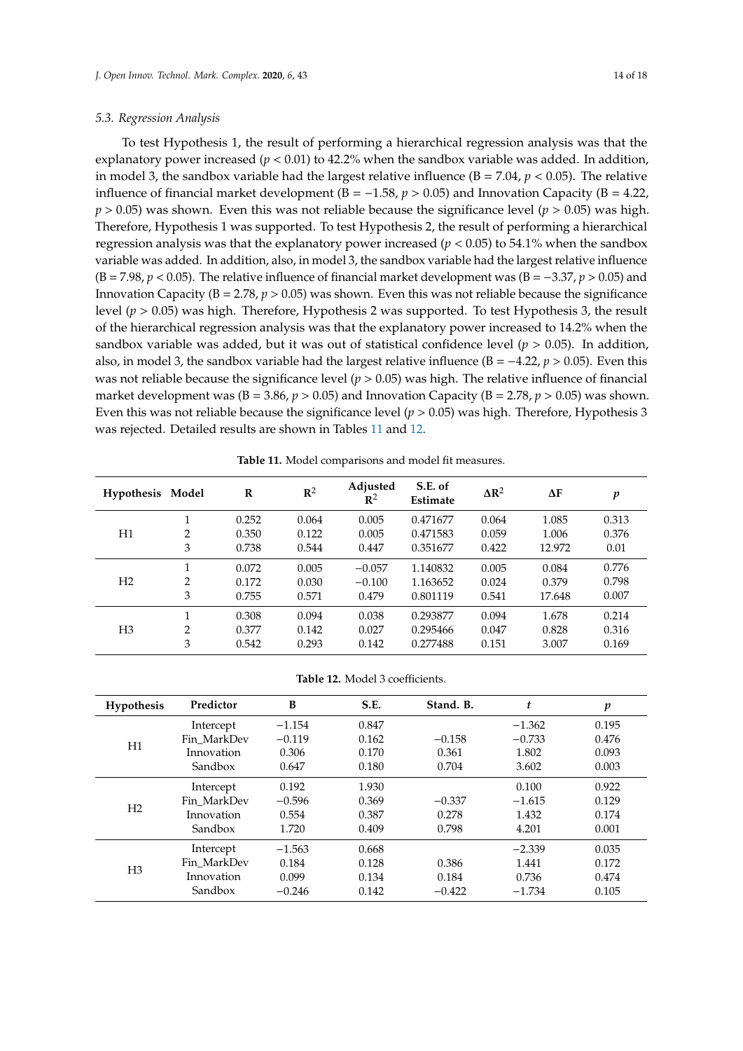### 5.3. Regression Analysis

To test Hypothesis 1, the result of performing a hierarchical regression analysis was that the explanatory power increased ($p < 0.01$) to 42.2% when the sandbox variable was added. In addition, in model 3, the sandbox variable had the largest relative influence (B = 7.04, $p < 0.05$). The relative influence of financial market development (B = −1.58, $p > 0.05$) and Innovation Capacity (B = 4.22, $p > 0.05$) was shown. Even this was not reliable because the significance level ($p > 0.05$) was high. Therefore, Hypothesis 1 was supported. To test Hypothesis 2, the result of performing a hierarchical regression analysis was that the explanatory power increased ($p < 0.05$) to 54.1% when the sandbox variable was added. In addition, also, in model 3, the sandbox variable had the largest relative influence (B = 7.98, $p < 0.05$). The relative influence of financial market development was (B = −3.37, $p > 0.05$) and Innovation Capacity (B = 2.78, $p > 0.05$) was shown. Even this was not reliable because the significance level ($p > 0.05$) was high. Therefore, Hypothesis 2 was supported. To test Hypothesis 3, the result of the hierarchical regression analysis was that the explanatory power increased to 14.2% when the sandbox variable was added, but it was out of statistical confidence level ($p > 0.05$). In addition, also, in model 3, the sandbox variable had the largest relative influence (B = −4.22, $p > 0.05$). Even this was not reliable because the significance level ($p > 0.05$) was high. The relative influence of financial market development was (B = 3.86, $p > 0.05$) and Innovation Capacity (B = 2.78, $p > 0.05$) was shown. Even this was not reliable because the significance level ($p > 0.05$) was high. Therefore, Hypothesis 3 was rejected. Detailed results are shown in Tables 11 and 12.

**Table 11.** Model comparisons and model fit measures.

| Hypothesis | Model | R | $R^2$ | Adjusted $R^2$ | S.E. of Estimate | $\Delta R^2$ | $\Delta F$ | $p$ |
|---|---|---|---|---|---|---|---|---|
| H1 | 1 | 0.252 | 0.064 | 0.005 | 0.471677 | 0.064 | 1.085 | 0.313 |
| | 2 | 0.350 | 0.122 | 0.005 | 0.471583 | 0.059 | 1.006 | 0.376 |
| | 3 | 0.738 | 0.544 | 0.447 | 0.351677 | 0.422 | 12.972 | 0.01 |
| H2 | 1 | 0.072 | 0.005 | −0.057 | 1.140832 | 0.005 | 0.084 | 0.776 |
| | 2 | 0.172 | 0.030 | −0.100 | 1.163652 | 0.024 | 0.379 | 0.798 |
| | 3 | 0.755 | 0.571 | 0.479 | 0.801119 | 0.541 | 17.648 | 0.007 |
| H3 | 1 | 0.308 | 0.094 | 0.038 | 0.293877 | 0.094 | 1.678 | 0.214 |
| | 2 | 0.377 | 0.142 | 0.027 | 0.295466 | 0.047 | 0.828 | 0.316 |
| | 3 | 0.542 | 0.293 | 0.142 | 0.277488 | 0.151 | 3.007 | 0.169 |

**Table 12.** Model 3 coefficients.

| Hypothesis | Predictor | B | S.E. | Stand. B. | $t$ | $p$ |
|---|---|---|---|---|---|---|
| H1 | Intercept | −1.154 | 0.847 | | −1.362 | 0.195 |
| | Fin_MarkDev | −0.119 | 0.162 | −0.158 | −0.733 | 0.476 |
| | Innovation | 0.306 | 0.170 | 0.361 | 1.802 | 0.093 |
| | Sandbox | 0.647 | 0.180 | 0.704 | 3.602 | 0.003 |
| H2 | Intercept | 0.192 | 1.930 | | 0.100 | 0.922 |
| | Fin_MarkDev | −0.596 | 0.369 | −0.337 | −1.615 | 0.129 |
| | Innovation | 0.554 | 0.387 | 0.278 | 1.432 | 0.174 |
| | Sandbox | 1.720 | 0.409 | 0.798 | 4.201 | 0.001 |
| H3 | Intercept | −1.563 | 0.668 | | −2.339 | 0.035 |
| | Fin_MarkDev | 0.184 | 0.128 | 0.386 | 1.441 | 0.172 |
| | Innovation | 0.099 | 0.134 | 0.184 | 0.736 | 0.474 |
| | Sandbox | −0.246 | 0.142 | −0.422 | −1.734 | 0.105 |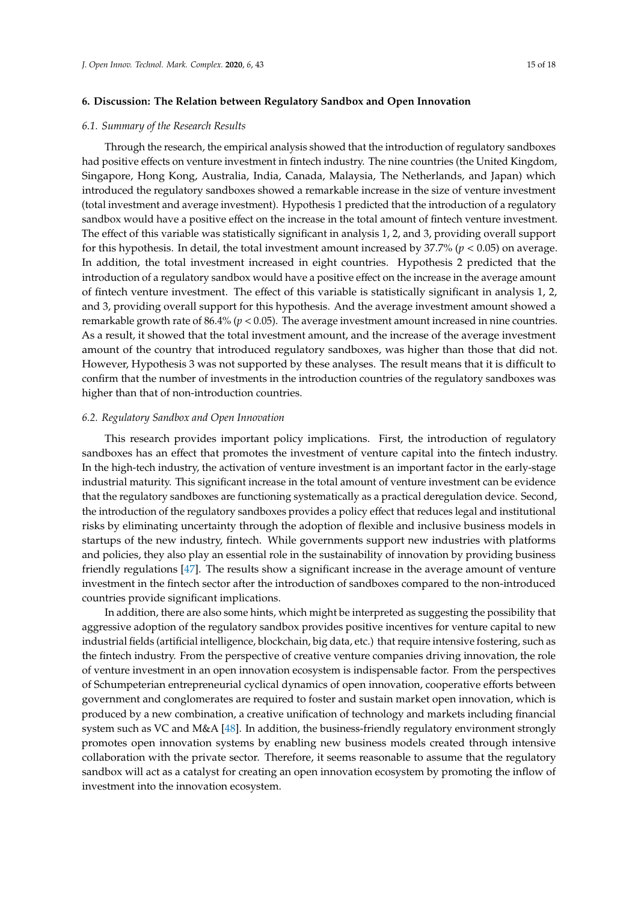## 6. Discussion: The Relation between Regulatory Sandbox and Open Innovation

### 6.1. Summary of the Research Results

Through the research, the empirical analysis showed that the introduction of regulatory sandboxes had positive effects on venture investment in fintech industry. The nine countries (the United Kingdom, Singapore, Hong Kong, Australia, India, Canada, Malaysia, The Netherlands, and Japan) which introduced the regulatory sandboxes showed a remarkable increase in the size of venture investment (total investment and average investment). Hypothesis 1 predicted that the introduction of a regulatory sandbox would have a positive effect on the increase in the total amount of fintech venture investment. The effect of this variable was statistically significant in analysis 1, 2, and 3, providing overall support for this hypothesis. In detail, the total investment amount increased by 37.7% ($p < 0.05$) on average. In addition, the total investment increased in eight countries. Hypothesis 2 predicted that the introduction of a regulatory sandbox would have a positive effect on the increase in the average amount of fintech venture investment. The effect of this variable is statistically significant in analysis 1, 2, and 3, providing overall support for this hypothesis. And the average investment amount showed a remarkable growth rate of 86.4% ($p < 0.05$). The average investment amount increased in nine countries. As a result, it showed that the total investment amount, and the increase of the average investment amount of the country that introduced regulatory sandboxes, was higher than those that did not. However, Hypothesis 3 was not supported by these analyses. The result means that it is difficult to confirm that the number of investments in the introduction countries of the regulatory sandboxes was higher than that of non-introduction countries.

### 6.2. Regulatory Sandbox and Open Innovation

This research provides important policy implications. First, the introduction of regulatory sandboxes has an effect that promotes the investment of venture capital into the fintech industry. In the high-tech industry, the activation of venture investment is an important factor in the early-stage industrial maturity. This significant increase in the total amount of venture investment can be evidence that the regulatory sandboxes are functioning systematically as a practical deregulation device. Second, the introduction of the regulatory sandboxes provides a policy effect that reduces legal and institutional risks by eliminating uncertainty through the adoption of flexible and inclusive business models in startups of the new industry, fintech. While governments support new industries with platforms and policies, they also play an essential role in the sustainability of innovation by providing business friendly regulations [47]. The results show a significant increase in the average amount of venture investment in the fintech sector after the introduction of sandboxes compared to the non-introduced countries provide significant implications.

In addition, there are also some hints, which might be interpreted as suggesting the possibility that aggressive adoption of the regulatory sandbox provides positive incentives for venture capital to new industrial fields (artificial intelligence, blockchain, big data, etc.) that require intensive fostering, such as the fintech industry. From the perspective of creative venture companies driving innovation, the role of venture investment in an open innovation ecosystem is indispensable factor. From the perspectives of Schumpeterian entrepreneurial cyclical dynamics of open innovation, cooperative efforts between government and conglomerates are required to foster and sustain market open innovation, which is produced by a new combination, a creative unification of technology and markets including financial system such as VC and M&A [48]. In addition, the business-friendly regulatory environment strongly promotes open innovation systems by enabling new business models created through intensive collaboration with the private sector. Therefore, it seems reasonable to assume that the regulatory sandbox will act as a catalyst for creating an open innovation ecosystem by promoting the inflow of investment into the innovation ecosystem.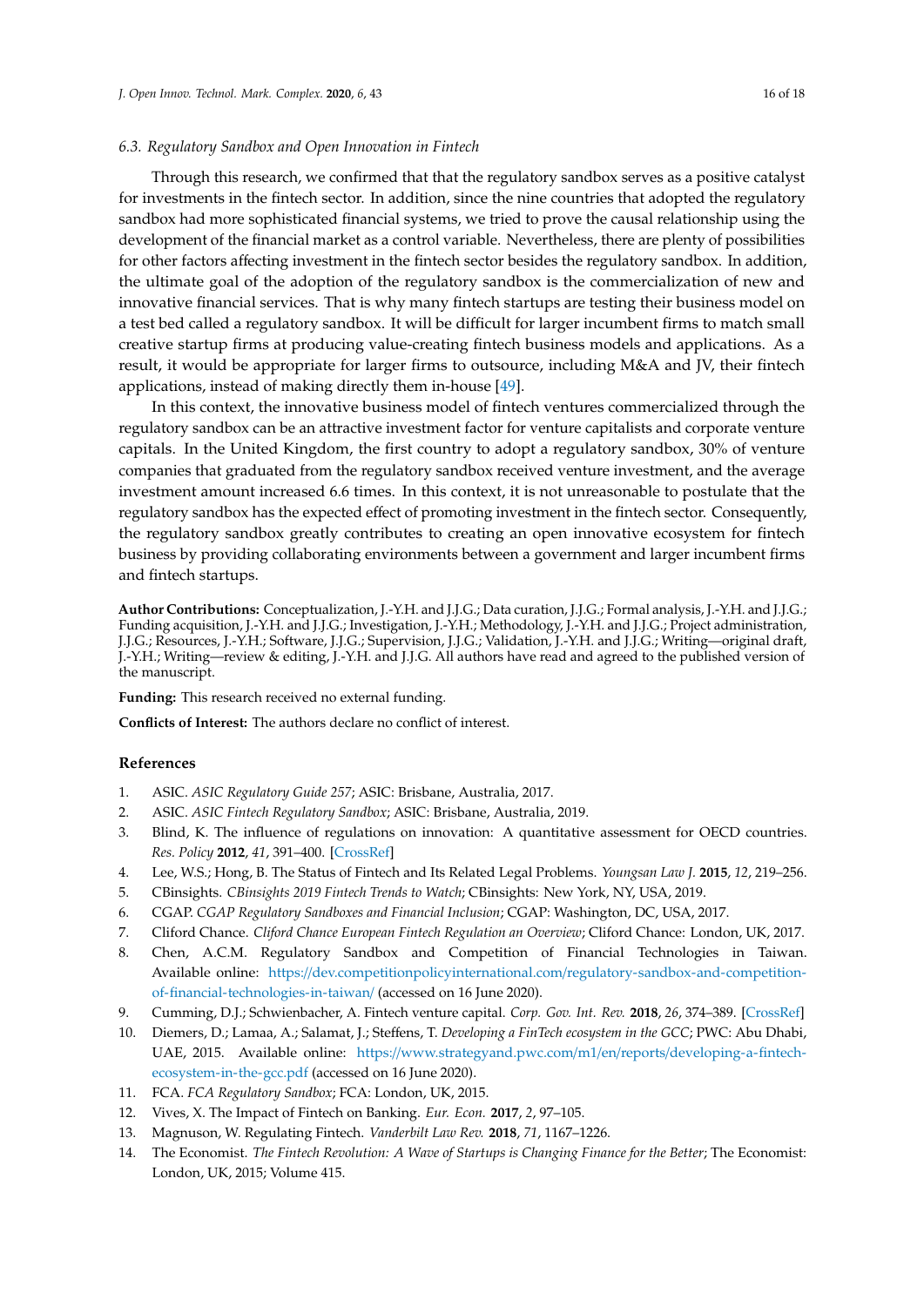### 6.3. Regulatory Sandbox and Open Innovation in Fintech

Through this research, we confirmed that that the regulatory sandbox serves as a positive catalyst for investments in the fintech sector. In addition, since the nine countries that adopted the regulatory sandbox had more sophisticated financial systems, we tried to prove the causal relationship using the development of the financial market as a control variable. Nevertheless, there are plenty of possibilities for other factors affecting investment in the fintech sector besides the regulatory sandbox. In addition, the ultimate goal of the adoption of the regulatory sandbox is the commercialization of new and innovative financial services. That is why many fintech startups are testing their business model on a test bed called a regulatory sandbox. It will be difficult for larger incumbent firms to match small creative startup firms at producing value-creating fintech business models and applications. As a result, it would be appropriate for larger firms to outsource, including M&A and JV, their fintech applications, instead of making directly them in-house [49].

In this context, the innovative business model of fintech ventures commercialized through the regulatory sandbox can be an attractive investment factor for venture capitalists and corporate venture capitals. In the United Kingdom, the first country to adopt a regulatory sandbox, 30% of venture companies that graduated from the regulatory sandbox received venture investment, and the average investment amount increased 6.6 times. In this context, it is not unreasonable to postulate that the regulatory sandbox has the expected effect of promoting investment in the fintech sector. Consequently, the regulatory sandbox greatly contributes to creating an open innovative ecosystem for fintech business by providing collaborating environments between a government and larger incumbent firms and fintech startups.

**Author Contributions:** Conceptualization, J.-Y.H. and J.J.G.; Data curation, J.J.G.; Formal analysis, J.-Y.H. and J.J.G.; Funding acquisition, J.-Y.H. and J.J.G.; Investigation, J.-Y.H.; Methodology, J.-Y.H. and J.J.G.; Project administration, J.J.G.; Resources, J.-Y.H.; Software, J.J.G.; Supervision, J.J.G.; Validation, J.-Y.H. and J.J.G.; Writing—original draft, J.-Y.H.; Writing—review & editing, J.-Y.H. and J.J.G. All authors have read and agreed to the published version of the manuscript.

**Funding:** This research received no external funding.

**Conflicts of Interest:** The authors declare no conflict of interest.

## References

1. ASIC. *ASIC Regulatory Guide 257*; ASIC: Brisbane, Australia, 2017.
2. ASIC. *ASIC Fintech Regulatory Sandbox*; ASIC: Brisbane, Australia, 2019.
3. Blind, K. The influence of regulations on innovation: A quantitative assessment for OECD countries. *Res. Policy* **2012**, *41*, 391–400. [CrossRef]
4. Lee, W.S.; Hong, B. The Status of Fintech and Its Related Legal Problems. *Youngsan Law J.* **2015**, *12*, 219–256.
5. CBinsights. *CBinsights 2019 Fintech Trends to Watch*; CBinsights: New York, NY, USA, 2019.
6. CGAP. *CGAP Regulatory Sandboxes and Financial Inclusion*; CGAP: Washington, DC, USA, 2017.
7. Cliford Chance. *Cliford Chance European Fintech Regulation an Overview*; Cliford Chance: London, UK, 2017.
8. Chen, A.C.M. Regulatory Sandbox and Competition of Financial Technologies in Taiwan. Available online: https://dev.competitionpolicyinternational.com/regulatory-sandbox-and-competition-of-financial-technologies-in-taiwan/ (accessed on 16 June 2020).
9. Cumming, D.J.; Schwienbacher, A. Fintech venture capital. *Corp. Gov. Int. Rev.* **2018**, *26*, 374–389. [CrossRef]
10. Diemers, D.; Lamaa, A.; Salamat, J.; Steffens, T. *Developing a FinTech ecosystem in the GCC*; PWC: Abu Dhabi, UAE, 2015. Available online: https://www.strategyand.pwc.com/m1/en/reports/developing-a-fintech-ecosystem-in-the-gcc.pdf (accessed on 16 June 2020).
11. FCA. *FCA Regulatory Sandbox*; FCA: London, UK, 2015.
12. Vives, X. The Impact of Fintech on Banking. *Eur. Econ.* **2017**, *2*, 97–105.
13. Magnuson, W. Regulating Fintech. *Vanderbilt Law Rev.* **2018**, *71*, 1167–1226.
14. The Economist. *The Fintech Revolution: A Wave of Startups is Changing Finance for the Better*; The Economist: London, UK, 2015; Volume 415.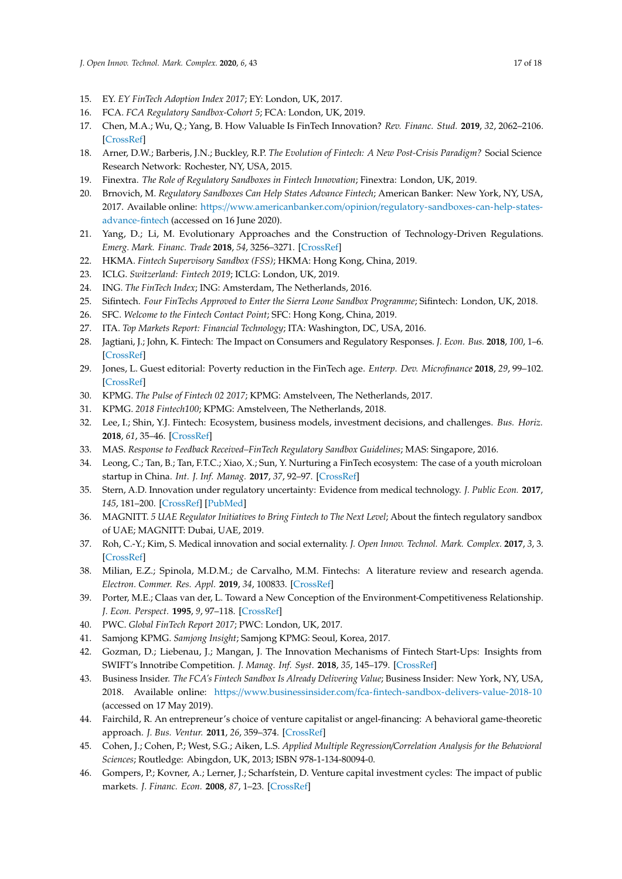15. EY. *EY FinTech Adoption Index 2017*; EY: London, UK, 2017.
16. FCA. *FCA Regulatory Sandbox-Cohort 5*; FCA: London, UK, 2019.
17. Chen, M.A.; Wu, Q.; Yang, B. How Valuable Is FinTech Innovation? *Rev. Financ. Stud.* **2019**, *32*, 2062–2106. [CrossRef]
18. Arner, D.W.; Barberis, J.N.; Buckley, R.P. *The Evolution of Fintech: A New Post-Crisis Paradigm?* Social Science Research Network: Rochester, NY, USA, 2015.
19. Finextra. *The Role of Regulatory Sandboxes in Fintech Innovation*; Finextra: London, UK, 2019.
20. Brnovich, M. *Regulatory Sandboxes Can Help States Advance Fintech*; American Banker: New York, NY, USA, 2017. Available online: https://www.americanbanker.com/opinion/regulatory-sandboxes-can-help-states-advance-fintech (accessed on 16 June 2020).
21. Yang, D.; Li, M. Evolutionary Approaches and the Construction of Technology-Driven Regulations. *Emerg. Mark. Financ. Trade* **2018**, *54*, 3256–3271. [CrossRef]
22. HKMA. *Fintech Supervisory Sandbox (FSS)*; HKMA: Hong Kong, China, 2019.
23. ICLG. *Switzerland: Fintech 2019*; ICLG: London, UK, 2019.
24. ING. *The FinTech Index*; ING: Amsterdam, The Netherlands, 2016.
25. Sifintech. *Four FinTechs Approved to Enter the Sierra Leone Sandbox Programme*; Sifintech: London, UK, 2018.
26. SFC. *Welcome to the Fintech Contact Point*; SFC: Hong Kong, China, 2019.
27. ITA. *Top Markets Report: Financial Technology*; ITA: Washington, DC, USA, 2016.
28. Jagtiani, J.; John, K. Fintech: The Impact on Consumers and Regulatory Responses. *J. Econ. Bus.* **2018**, *100*, 1–6. [CrossRef]
29. Jones, L. Guest editorial: Poverty reduction in the FinTech age. *Enterp. Dev. Microfinance* **2018**, *29*, 99–102. [CrossRef]
30. KPMG. *The Pulse of Fintech 02 2017*; KPMG: Amstelveen, The Netherlands, 2017.
31. KPMG. *2018 Fintech100*; KPMG: Amstelveen, The Netherlands, 2018.
32. Lee, I.; Shin, Y.J. Fintech: Ecosystem, business models, investment decisions, and challenges. *Bus. Horiz.* **2018**, *61*, 35–46. [CrossRef]
33. MAS. *Response to Feedback Received–FinTech Regulatory Sandbox Guidelines*; MAS: Singapore, 2016.
34. Leong, C.; Tan, B.; Tan, F.T.C.; Xiao, X.; Sun, Y. Nurturing a FinTech ecosystem: The case of a youth microloan startup in China. *Int. J. Inf. Manag.* **2017**, *37*, 92–97. [CrossRef]
35. Stern, A.D. Innovation under regulatory uncertainty: Evidence from medical technology. *J. Public Econ.* **2017**, *145*, 181–200. [CrossRef] [PubMed]
36. MAGNITT. *5 UAE Regulator Initiatives to Bring Fintech to The Next Level*; About the fintech regulatory sandbox of UAE; MAGNITT: Dubai, UAE, 2019.
37. Roh, C.-Y.; Kim, S. Medical innovation and social externality. *J. Open Innov. Technol. Mark. Complex.* **2017**, *3*, 3. [CrossRef]
38. Milian, E.Z.; Spinola, M.D.M.; de Carvalho, M.M. Fintechs: A literature review and research agenda. *Electron. Commer. Res. Appl.* **2019**, *34*, 100833. [CrossRef]
39. Porter, M.E.; Claas van der, L. Toward a New Conception of the Environment-Competitiveness Relationship. *J. Econ. Perspect.* **1995**, *9*, 97–118. [CrossRef]
40. PWC. *Global FinTech Report 2017*; PWC: London, UK, 2017.
41. Samjong KPMG. *Samjong Insight*; Samjong KPMG: Seoul, Korea, 2017.
42. Gozman, D.; Liebenau, J.; Mangan, J. The Innovation Mechanisms of Fintech Start-Ups: Insights from SWIFT's Innotribe Competition. *J. Manag. Inf. Syst.* **2018**, *35*, 145–179. [CrossRef]
43. Business Insider. *The FCA's Fintech Sandbox Is Already Delivering Value*; Business Insider: New York, NY, USA, 2018. Available online: https://www.businessinsider.com/fca-fintech-sandbox-delivers-value-2018-10 (accessed on 17 May 2019).
44. Fairchild, R. An entrepreneur's choice of venture capitalist or angel-financing: A behavioral game-theoretic approach. *J. Bus. Ventur.* **2011**, *26*, 359–374. [CrossRef]
45. Cohen, J.; Cohen, P.; West, S.G.; Aiken, L.S. *Applied Multiple Regression/Correlation Analysis for the Behavioral Sciences*; Routledge: Abingdon, UK, 2013; ISBN 978-1-134-80094-0.
46. Gompers, P.; Kovner, A.; Lerner, J.; Scharfstein, D. Venture capital investment cycles: The impact of public markets. *J. Financ. Econ.* **2008**, *87*, 1–23. [CrossRef]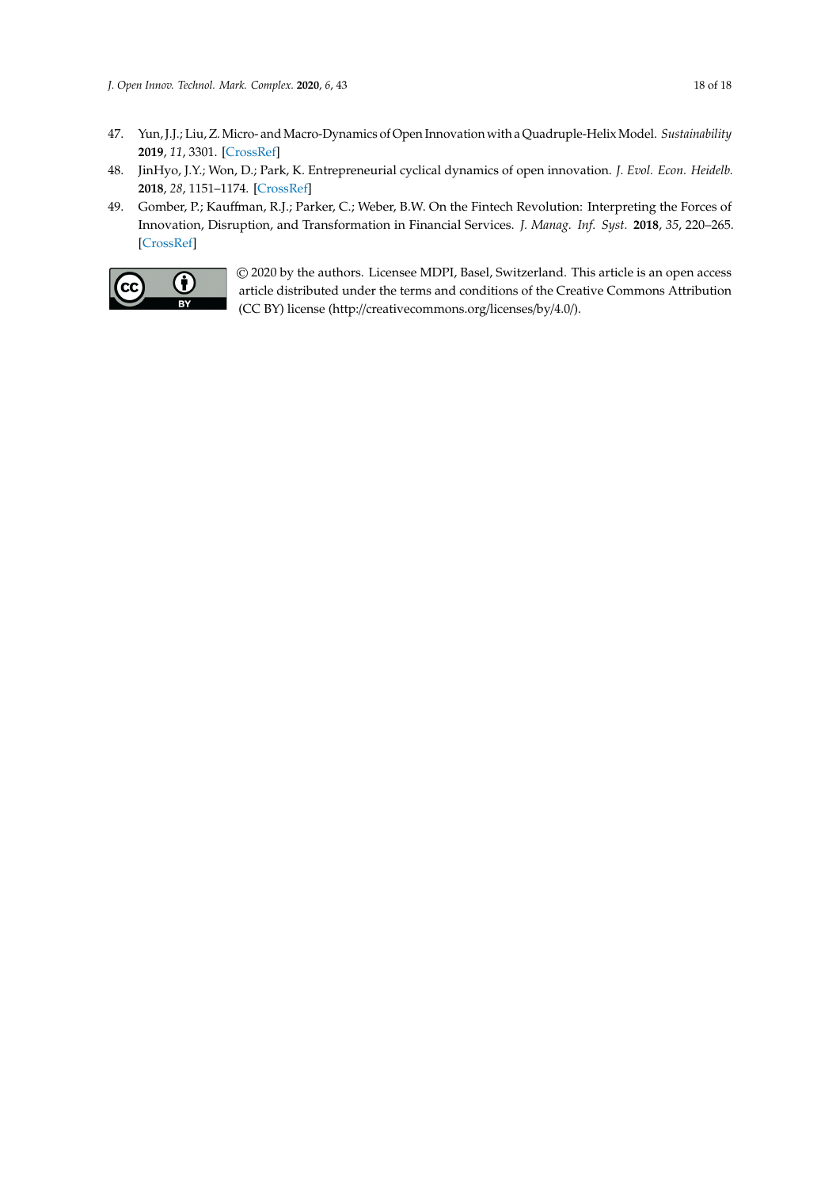47. Yun, J.J.; Liu, Z. Micro- and Macro-Dynamics of Open Innovation with a Quadruple-Helix Model. *Sustainability* **2019**, *11*, 3301. [CrossRef]
48. JinHyo, J.Y.; Won, D.; Park, K. Entrepreneurial cyclical dynamics of open innovation. *J. Evol. Econ. Heidelb.* **2018**, *28*, 1151–1174. [CrossRef]
49. Gomber, P.; Kauffman, R.J.; Parker, C.; Weber, B.W. On the Fintech Revolution: Interpreting the Forces of Innovation, Disruption, and Transformation in Financial Services. *J. Manag. Inf. Syst.* **2018**, *35*, 220–265. [CrossRef]

© 2020 by the authors. Licensee MDPI, Basel, Switzerland. This article is an open access article distributed under the terms and conditions of the Creative Commons Attribution (CC BY) license (http://creativecommons.org/licenses/by/4.0/).